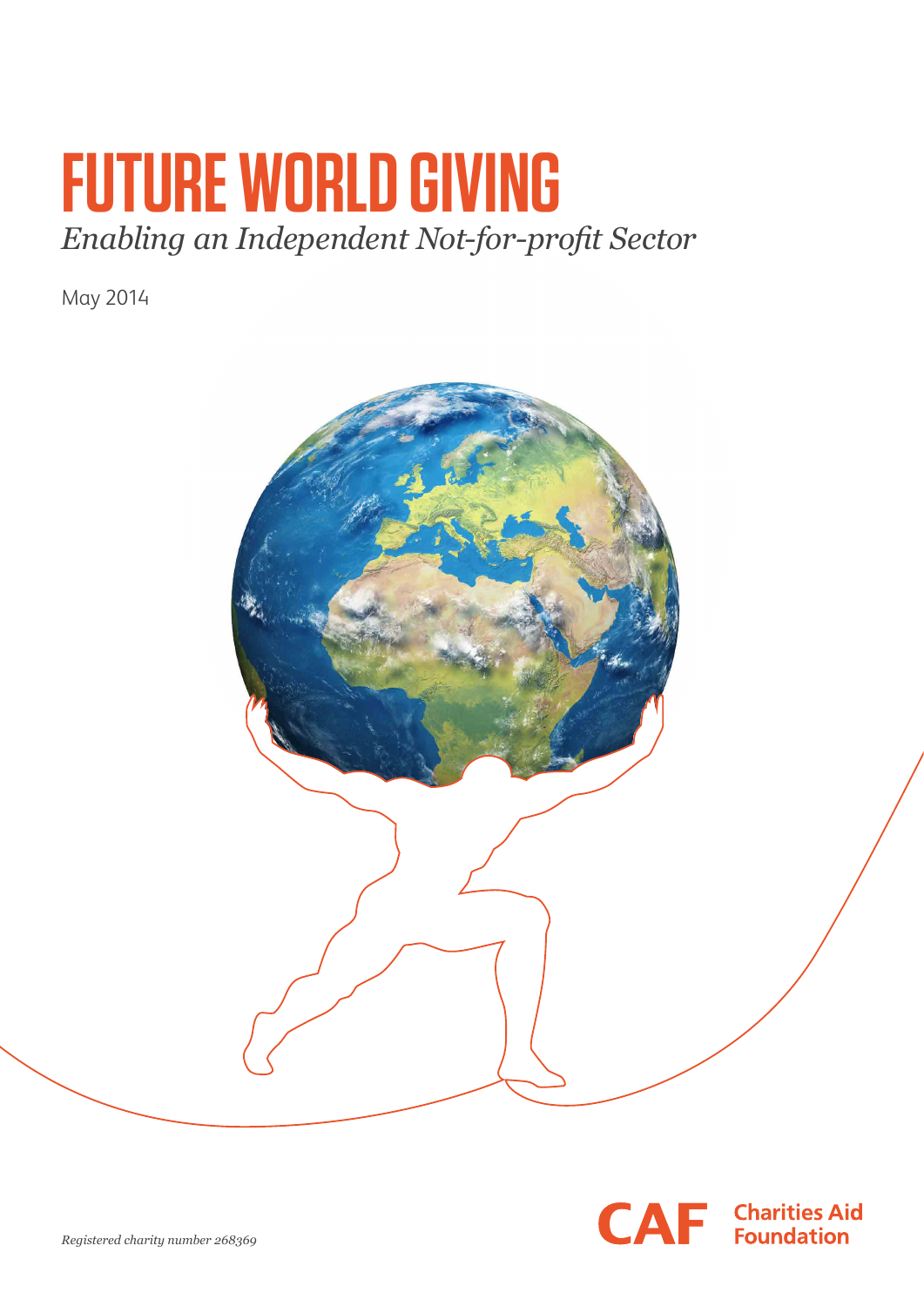# FUTURE WORLD GIVING

*Enabling an Independent Not-for-profit Sector*

May 2014

CAF Charities Aid Foundation

*Registered charity number 268369*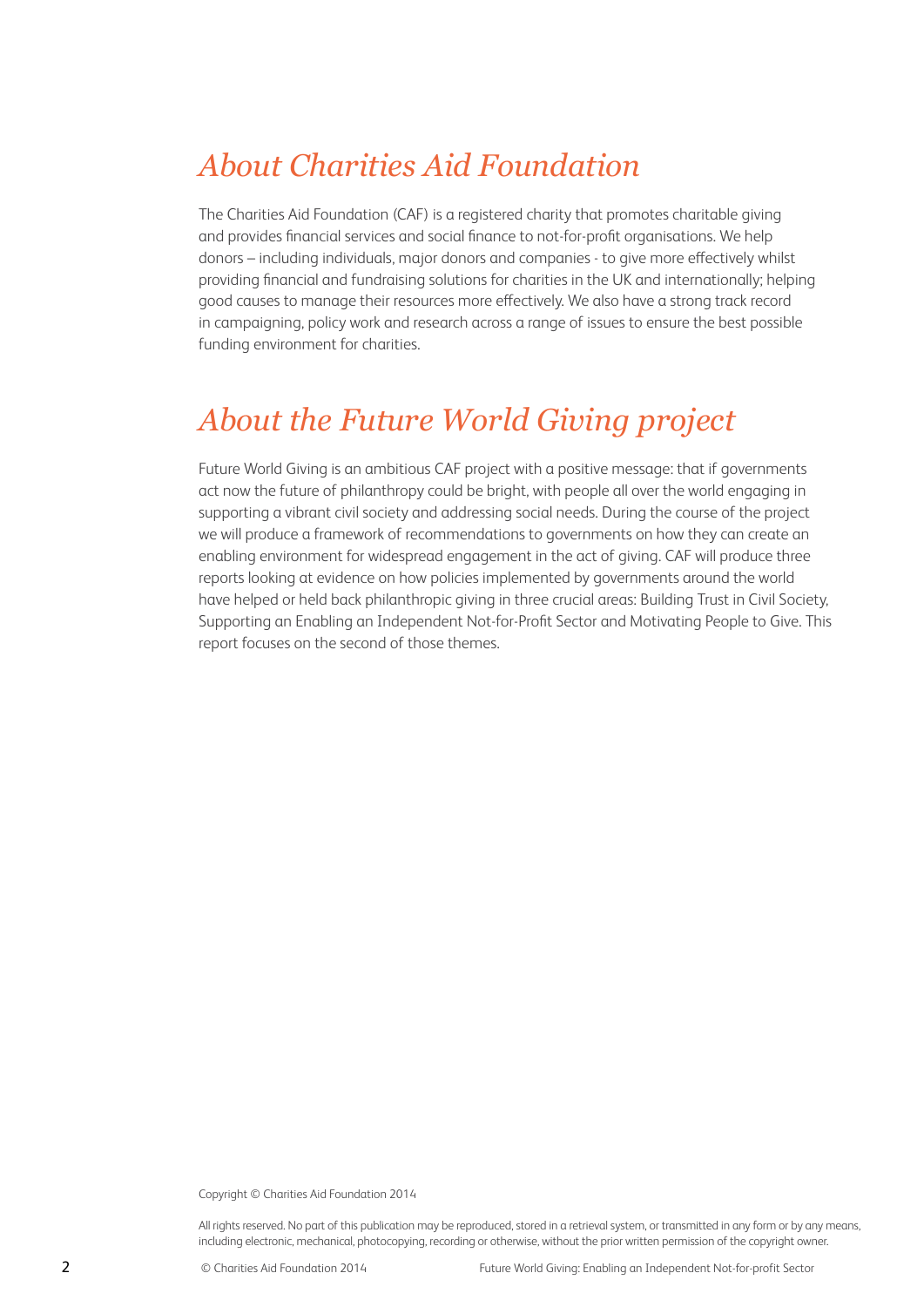## About Charities Aid Foundation

The Charities Aid Foundation (CAF) is a registered charity that promotes charitable giving and provides financial services and social finance to not-for-profit organisations. We help donors – including individuals, major donors and companies - to give more effectively whilst providing financial and fundraising solutions for charities in the UK and internationally; helping good causes to manage their resources more effectively. We also have a strong track record in campaigning, policy work and research across a range of issues to ensure the best possible funding environment for charities.

## About the Future World Giving project

Future World Giving is an ambitious CAF project with a positive message: that if governments act now the future of philanthropy could be bright, with people all over the world engaging in supporting a vibrant civil society and addressing social needs. During the course of the project we will produce a framework of recommendations to governments on how they can create an enabling environment for widespread engagement in the act of giving. CAF will produce three reports looking at evidence on how policies implemented by governments around the world have helped or held back philanthropic giving in three crucial areas: Building Trust in Civil Society, Supporting an Enabling an Independent Not-for-Profit Sector and Motivating People to Give. This report focuses on the second of those themes.

Copyright © Charities Aid Foundation 2014

All rights reserved. No part of this publication may be reproduced, stored in a retrieval system, or transmitted in any form or by any means, including electronic, mechanical, photocopying, recording or otherwise, without the prior written permission of the copyright owner.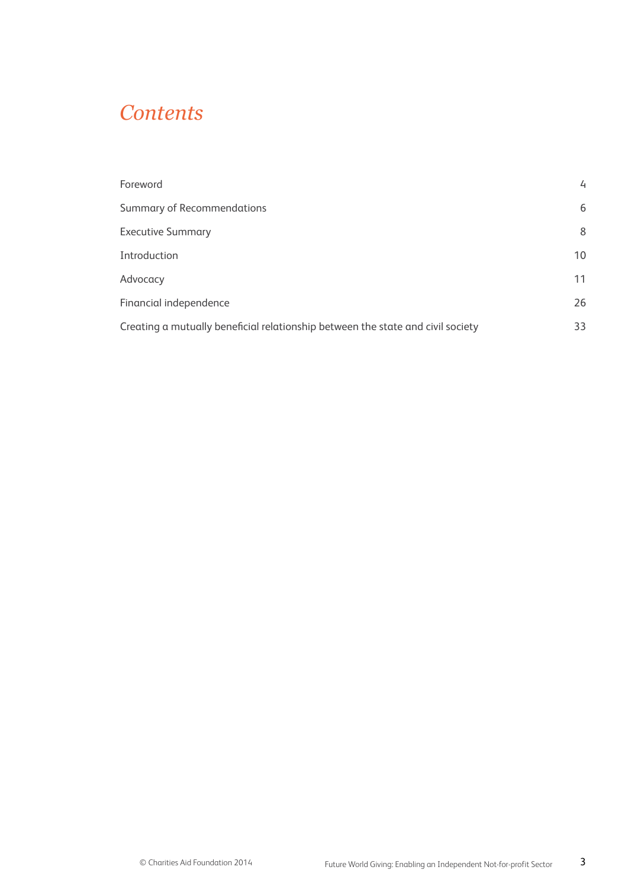# *Contents*

| | |
|---|---|
| Foreword | 4 |
| Summary of Recommendations | 6 |
| Executive Summary | 8 |
| Introduction | 10 |
| Advocacy | 11 |
| Financial independence | 26 |
| Creating a mutually beneficial relationship between the state and civil society | 33 |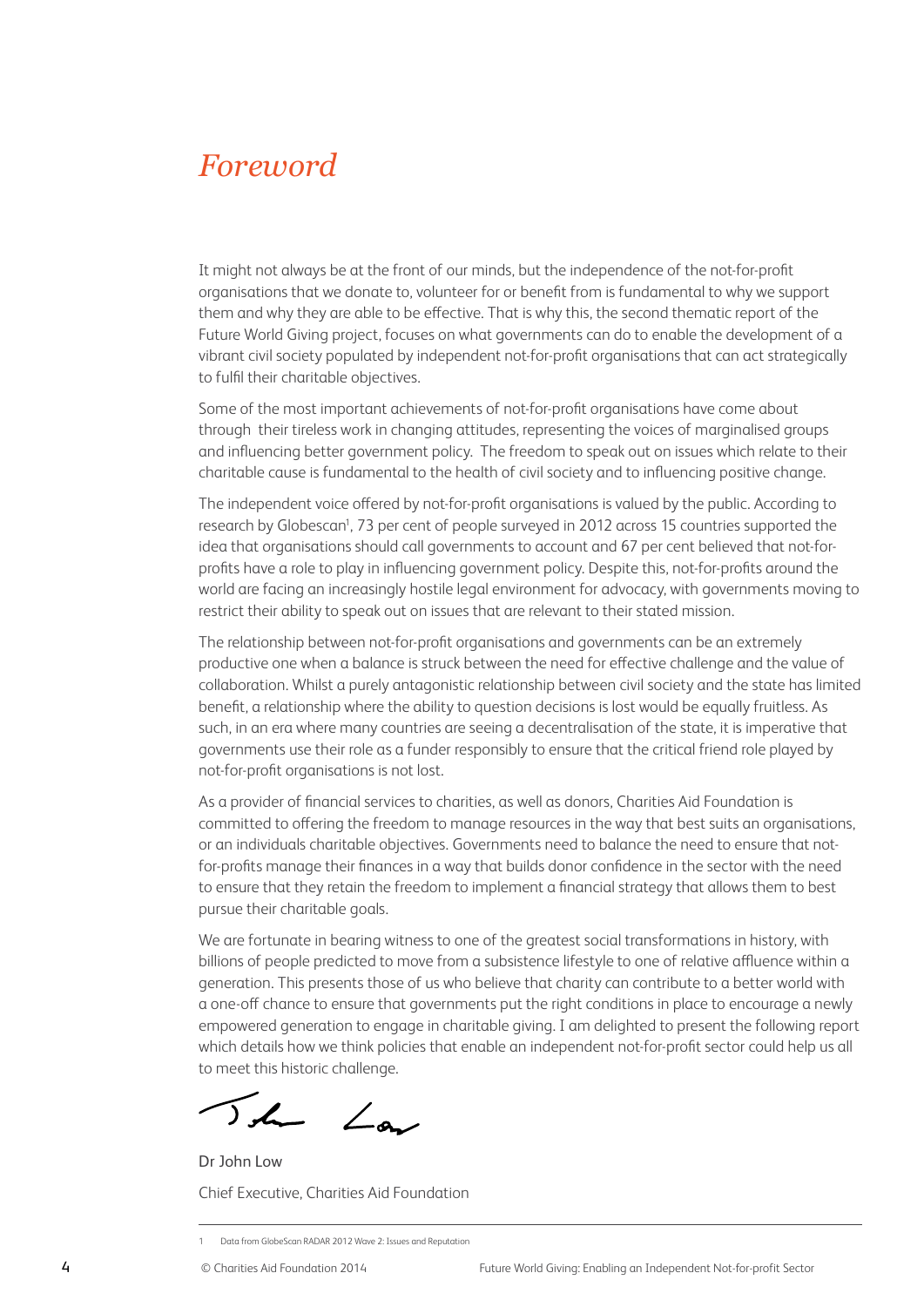# *Foreword*

It might not always be at the front of our minds, but the independence of the not-for-profit organisations that we donate to, volunteer for or benefit from is fundamental to why we support them and why they are able to be effective. That is why this, the second thematic report of the Future World Giving project, focuses on what governments can do to enable the development of a vibrant civil society populated by independent not-for-profit organisations that can act strategically to fulfil their charitable objectives.

Some of the most important achievements of not-for-profit organisations have come about through their tireless work in changing attitudes, representing the voices of marginalised groups and influencing better government policy. The freedom to speak out on issues which relate to their charitable cause is fundamental to the health of civil society and to influencing positive change.

The independent voice offered by not-for-profit organisations is valued by the public. According to research by Globescan[1], 73 per cent of people surveyed in 2012 across 15 countries supported the idea that organisations should call governments to account and 67 per cent believed that not-for-profits have a role to play in influencing government policy. Despite this, not-for-profits around the world are facing an increasingly hostile legal environment for advocacy, with governments moving to restrict their ability to speak out on issues that are relevant to their stated mission.

The relationship between not-for-profit organisations and governments can be an extremely productive one when a balance is struck between the need for effective challenge and the value of collaboration. Whilst a purely antagonistic relationship between civil society and the state has limited benefit, a relationship where the ability to question decisions is lost would be equally fruitless. As such, in an era where many countries are seeing a decentralisation of the state, it is imperative that governments use their role as a funder responsibly to ensure that the critical friend role played by not-for-profit organisations is not lost.

As a provider of financial services to charities, as well as donors, Charities Aid Foundation is committed to offering the freedom to manage resources in the way that best suits an organisations, or an individuals charitable objectives. Governments need to balance the need to ensure that not-for-profits manage their finances in a way that builds donor confidence in the sector with the need to ensure that they retain the freedom to implement a financial strategy that allows them to best pursue their charitable goals.

We are fortunate in bearing witness to one of the greatest social transformations in history, with billions of people predicted to move from a subsistence lifestyle to one of relative affluence within a generation. This presents those of us who believe that charity can contribute to a better world with a one-off chance to ensure that governments put the right conditions in place to encourage a newly empowered generation to engage in charitable giving. I am delighted to present the following report which details how we think policies that enable an independent not-for-profit sector could help us all to meet this historic challenge.

Dr John Low

Chief Executive, Charities Aid Foundation

---

1 Data from GlobeScan RADAR 2012 Wave 2: Issues and Reputation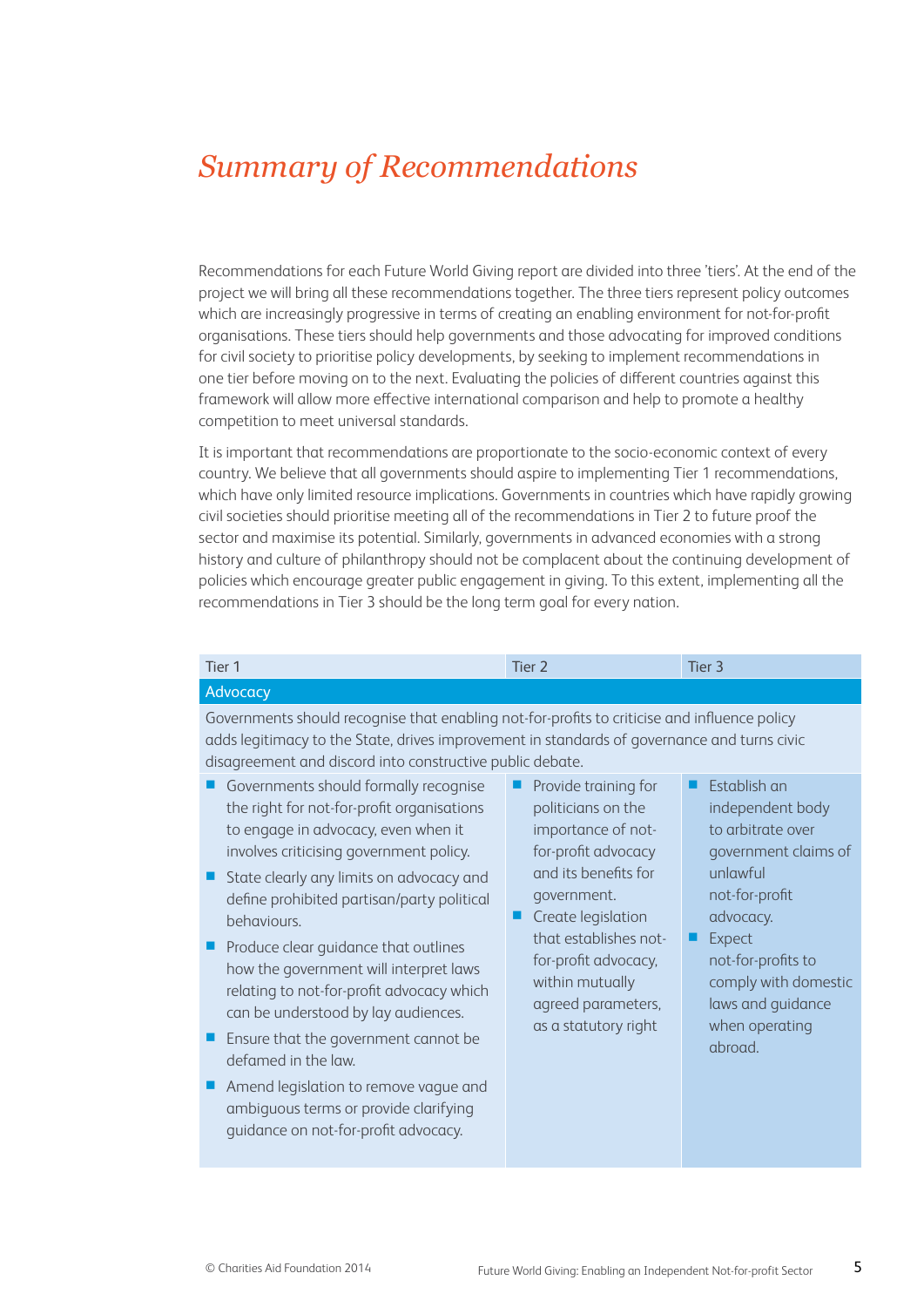# *Summary of Recommendations*

Recommendations for each Future World Giving report are divided into three 'tiers'. At the end of the project we will bring all these recommendations together. The three tiers represent policy outcomes which are increasingly progressive in terms of creating an enabling environment for not-for-profit organisations. These tiers should help governments and those advocating for improved conditions for civil society to prioritise policy developments, by seeking to implement recommendations in one tier before moving on to the next. Evaluating the policies of different countries against this framework will allow more effective international comparison and help to promote a healthy competition to meet universal standards.

It is important that recommendations are proportionate to the socio-economic context of every country. We believe that all governments should aspire to implementing Tier 1 recommendations, which have only limited resource implications. Governments in countries which have rapidly growing civil societies should prioritise meeting all of the recommendations in Tier 2 to future proof the sector and maximise its potential. Similarly, governments in advanced economies with a strong history and culture of philanthropy should not be complacent about the continuing development of policies which encourage greater public engagement in giving. To this extent, implementing all the recommendations in Tier 3 should be the long term goal for every nation.

| Tier 1 | Tier 2 | Tier 3 |
|---|---|---|
| **Advocacy** | | |
| Governments should recognise that enabling not-for-profits to criticise and influence policy adds legitimacy to the State, drives improvement in standards of governance and turns civic disagreement and discord into constructive public debate. | | |
| ■ Governments should formally recognise the right for not-for-profit organisations to engage in advocacy, even when it involves criticising government policy.<br>■ State clearly any limits on advocacy and define prohibited partisan/party political behaviours.<br>■ Produce clear guidance that outlines how the government will interpret laws relating to not-for-profit advocacy which can be understood by lay audiences.<br>■ Ensure that the government cannot be defamed in the law.<br>■ Amend legislation to remove vague and ambiguous terms or provide clarifying guidance on not-for-profit advocacy. | ■ Provide training for politicians on the importance of not-for-profit advocacy and its benefits for government.<br>■ Create legislation that establishes not-for-profit advocacy, within mutually agreed parameters, as a statutory right | ■ Establish an independent body to arbitrate over government claims of unlawful not-for-profit advocacy.<br>■ Expect not-for-profits to comply with domestic laws and guidance when operating abroad. |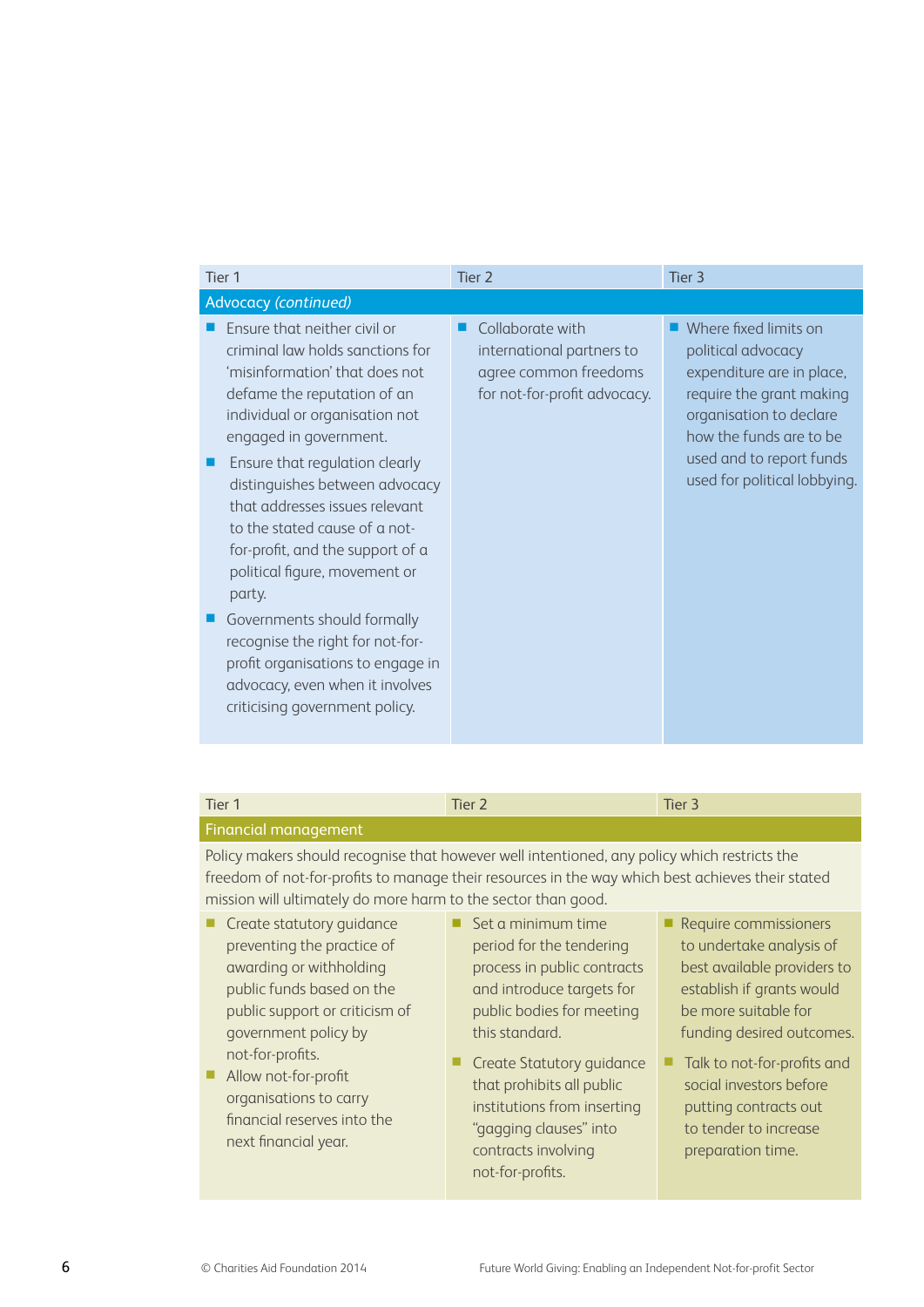| Tier 1 | Tier 2 | Tier 3 |
|---|---|---|
| **Advocacy** *(continued)* | | |
| ■ Ensure that neither civil or criminal law holds sanctions for 'misinformation' that does not defame the reputation of an individual or organisation not engaged in government.<br>■ Ensure that regulation clearly distinguishes between advocacy that addresses issues relevant to the stated cause of a not-for-profit, and the support of a political figure, movement or party.<br>■ Governments should formally recognise the right for not-for-profit organisations to engage in advocacy, even when it involves criticising government policy. | ■ Collaborate with international partners to agree common freedoms for not-for-profit advocacy. | ■ Where fixed limits on political advocacy expenditure are in place, require the grant making organisation to declare how the funds are to be used and to report funds used for political lobbying. |

| Tier 1 | Tier 2 | Tier 3 |
|---|---|---|
| **Financial management** | | |
| Policy makers should recognise that however well intentioned, any policy which restricts the freedom of not-for-profits to manage their resources in the way which best achieves their stated mission will ultimately do more harm to the sector than good. | | |
| ■ Create statutory guidance preventing the practice of awarding or withholding public funds based on the public support or criticism of government policy by not-for-profits.<br>■ Allow not-for-profit organisations to carry financial reserves into the next financial year. | ■ Set a minimum time period for the tendering process in public contracts and introduce targets for public bodies for meeting this standard.<br>■ Create Statutory guidance that prohibits all public institutions from inserting "gagging clauses" into contracts involving not-for-profits. | ■ Require commissioners to undertake analysis of best available providers to establish if grants would be more suitable for funding desired outcomes.<br>■ Talk to not-for-profits and social investors before putting contracts out to tender to increase preparation time. |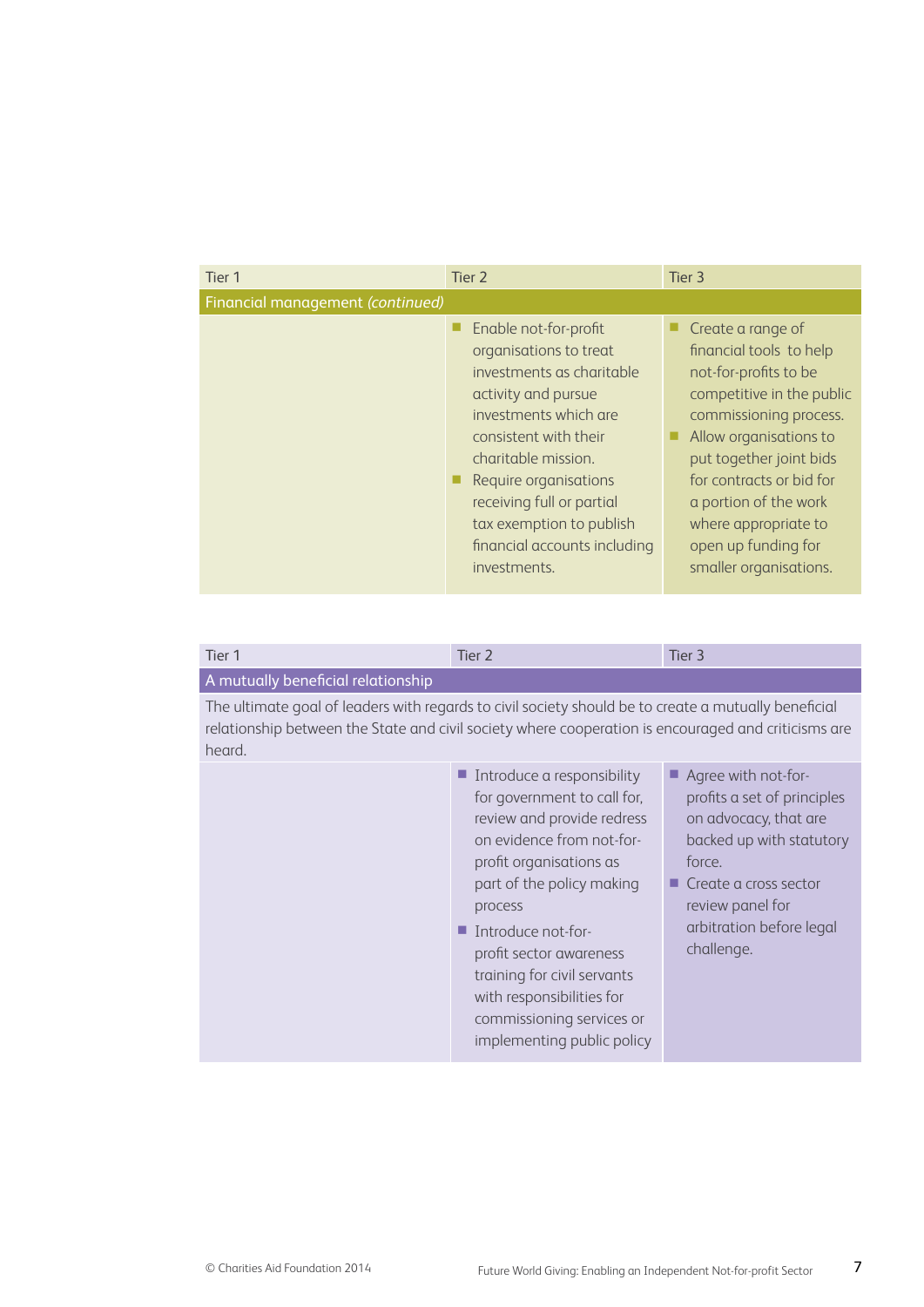| Tier 1 | Tier 2 | Tier 3 |
|---|---|---|
| **Financial management** *(continued)* | | |
| | ▪ Enable not-for-profit organisations to treat investments as charitable activity and pursue investments which are consistent with their charitable mission.<br>▪ Require organisations receiving full or partial tax exemption to publish financial accounts including investments. | ▪ Create a range of financial tools to help not-for-profits to be competitive in the public commissioning process.<br>▪ Allow organisations to put together joint bids for contracts or bid for a portion of the work where appropriate to open up funding for smaller organisations. |

| Tier 1 | Tier 2 | Tier 3 |
|---|---|---|
| **A mutually beneficial relationship** | | |
| The ultimate goal of leaders with regards to civil society should be to create a mutually beneficial relationship between the State and civil society where cooperation is encouraged and criticisms are heard. | | |
| | ▪ Introduce a responsibility for government to call for, review and provide redress on evidence from not-for-profit organisations as part of the policy making process<br>▪ Introduce not-for-profit sector awareness training for civil servants with responsibilities for commissioning services or implementing public policy | ▪ Agree with not-for-profits a set of principles on advocacy, that are backed up with statutory force.<br>▪ Create a cross sector review panel for arbitration before legal challenge. |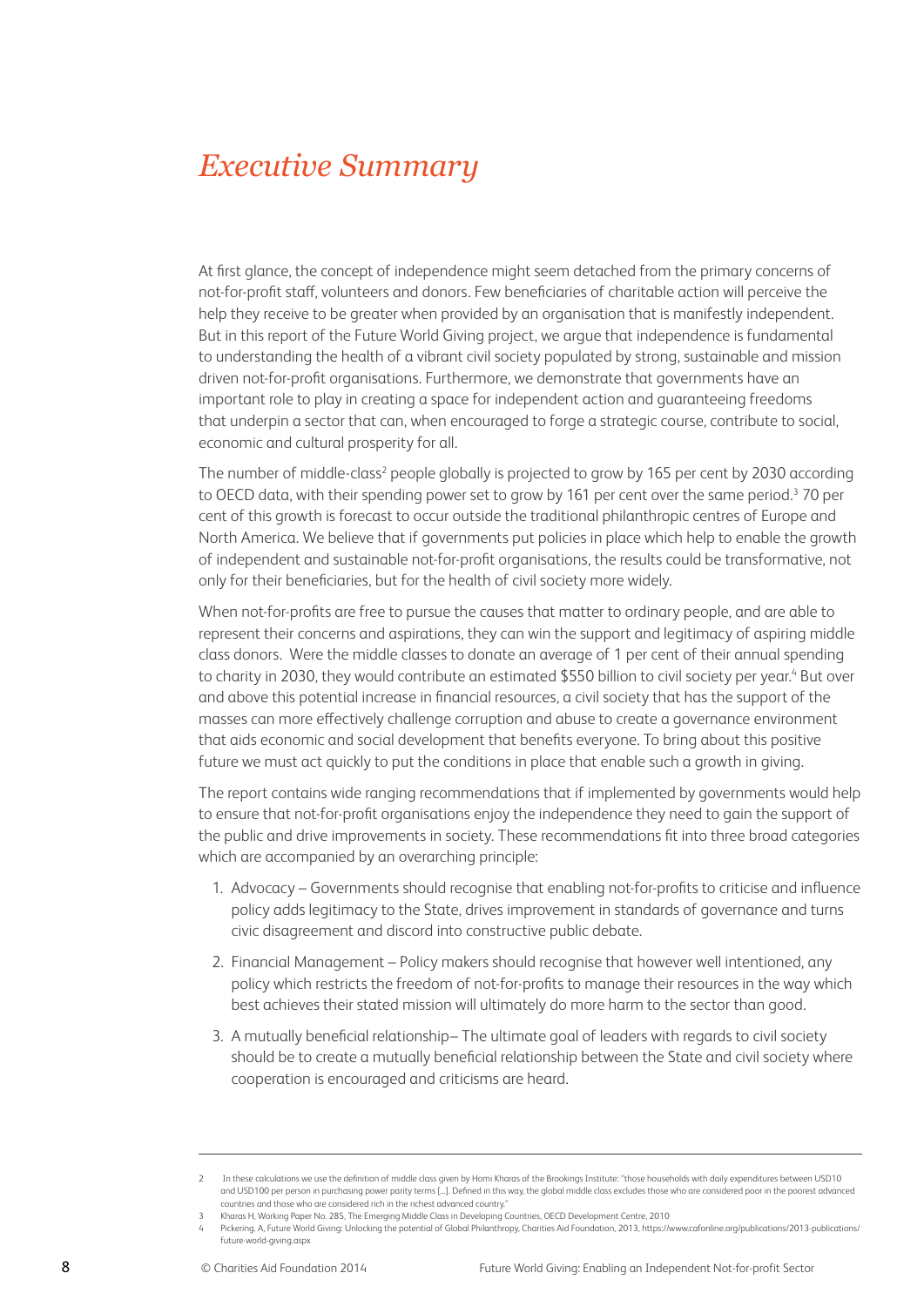# *Executive Summary*

At first glance, the concept of independence might seem detached from the primary concerns of not-for-profit staff, volunteers and donors. Few beneficiaries of charitable action will perceive the help they receive to be greater when provided by an organisation that is manifestly independent. But in this report of the Future World Giving project, we argue that independence is fundamental to understanding the health of a vibrant civil society populated by strong, sustainable and mission driven not-for-profit organisations. Furthermore, we demonstrate that governments have an important role to play in creating a space for independent action and guaranteeing freedoms that underpin a sector that can, when encouraged to forge a strategic course, contribute to social, economic and cultural prosperity for all.

The number of middle-class[2] people globally is projected to grow by 165 per cent by 2030 according to OECD data, with their spending power set to grow by 161 per cent over the same period.[3] 70 per cent of this growth is forecast to occur outside the traditional philanthropic centres of Europe and North America. We believe that if governments put policies in place which help to enable the growth of independent and sustainable not-for-profit organisations, the results could be transformative, not only for their beneficiaries, but for the health of civil society more widely.

When not-for-profits are free to pursue the causes that matter to ordinary people, and are able to represent their concerns and aspirations, they can win the support and legitimacy of aspiring middle class donors. Were the middle classes to donate an average of 1 per cent of their annual spending to charity in 2030, they would contribute an estimated $550 billion to civil society per year.[4] But over and above this potential increase in financial resources, a civil society that has the support of the masses can more effectively challenge corruption and abuse to create a governance environment that aids economic and social development that benefits everyone. To bring about this positive future we must act quickly to put the conditions in place that enable such a growth in giving.

The report contains wide ranging recommendations that if implemented by governments would help to ensure that not-for-profit organisations enjoy the independence they need to gain the support of the public and drive improvements in society. These recommendations fit into three broad categories which are accompanied by an overarching principle:

1. Advocacy – Governments should recognise that enabling not-for-profits to criticise and influence policy adds legitimacy to the State, drives improvement in standards of governance and turns civic disagreement and discord into constructive public debate.
2. Financial Management – Policy makers should recognise that however well intentioned, any policy which restricts the freedom of not-for-profits to manage their resources in the way which best achieves their stated mission will ultimately do more harm to the sector than good.
3. A mutually beneficial relationship– The ultimate goal of leaders with regards to civil society should be to create a mutually beneficial relationship between the State and civil society where cooperation is encouraged and criticisms are heard.

---

2 In these calculations we use the definition of middle class given by Homi Kharas of the Brookings Institute: "those households with daily expenditures between USD10 and USD100 per person in purchasing power parity terms [...]. Defined in this way, the global middle class excludes those who are considered poor in the poorest advanced countries and those who are considered rich in the richest advanced country."

3 Kharas H, Working Paper No. 285, The Emerging Middle Class in Developing Countries, OECD Development Centre, 2010

4 Pickering. A, Future World Giving: Unlocking the potential of Global Philanthropy, Charities Aid Foundation, 2013, https://www.cafonline.org/publications/2013-publications/future-world-giving.aspx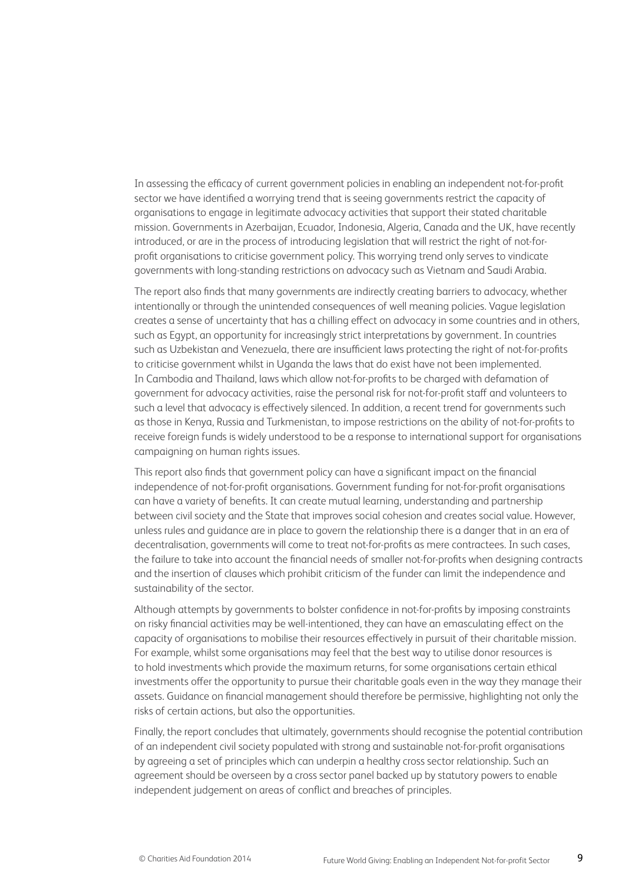In assessing the efficacy of current government policies in enabling an independent not-for-profit sector we have identified a worrying trend that is seeing governments restrict the capacity of organisations to engage in legitimate advocacy activities that support their stated charitable mission. Governments in Azerbaijan, Ecuador, Indonesia, Algeria, Canada and the UK, have recently introduced, or are in the process of introducing legislation that will restrict the right of not-for-profit organisations to criticise government policy. This worrying trend only serves to vindicate governments with long-standing restrictions on advocacy such as Vietnam and Saudi Arabia.

The report also finds that many governments are indirectly creating barriers to advocacy, whether intentionally or through the unintended consequences of well meaning policies. Vague legislation creates a sense of uncertainty that has a chilling effect on advocacy in some countries and in others, such as Egypt, an opportunity for increasingly strict interpretations by government. In countries such as Uzbekistan and Venezuela, there are insufficient laws protecting the right of not-for-profits to criticise government whilst in Uganda the laws that do exist have not been implemented. In Cambodia and Thailand, laws which allow not-for-profits to be charged with defamation of government for advocacy activities, raise the personal risk for not-for-profit staff and volunteers to such a level that advocacy is effectively silenced. In addition, a recent trend for governments such as those in Kenya, Russia and Turkmenistan, to impose restrictions on the ability of not-for-profits to receive foreign funds is widely understood to be a response to international support for organisations campaigning on human rights issues.

This report also finds that government policy can have a significant impact on the financial independence of not-for-profit organisations. Government funding for not-for-profit organisations can have a variety of benefits. It can create mutual learning, understanding and partnership between civil society and the State that improves social cohesion and creates social value. However, unless rules and guidance are in place to govern the relationship there is a danger that in an era of decentralisation, governments will come to treat not-for-profits as mere contractees. In such cases, the failure to take into account the financial needs of smaller not-for-profits when designing contracts and the insertion of clauses which prohibit criticism of the funder can limit the independence and sustainability of the sector.

Although attempts by governments to bolster confidence in not-for-profits by imposing constraints on risky financial activities may be well-intentioned, they can have an emasculating effect on the capacity of organisations to mobilise their resources effectively in pursuit of their charitable mission. For example, whilst some organisations may feel that the best way to utilise donor resources is to hold investments which provide the maximum returns, for some organisations certain ethical investments offer the opportunity to pursue their charitable goals even in the way they manage their assets. Guidance on financial management should therefore be permissive, highlighting not only the risks of certain actions, but also the opportunities.

Finally, the report concludes that ultimately, governments should recognise the potential contribution of an independent civil society populated with strong and sustainable not-for-profit organisations by agreeing a set of principles which can underpin a healthy cross sector relationship. Such an agreement should be overseen by a cross sector panel backed up by statutory powers to enable independent judgement on areas of conflict and breaches of principles.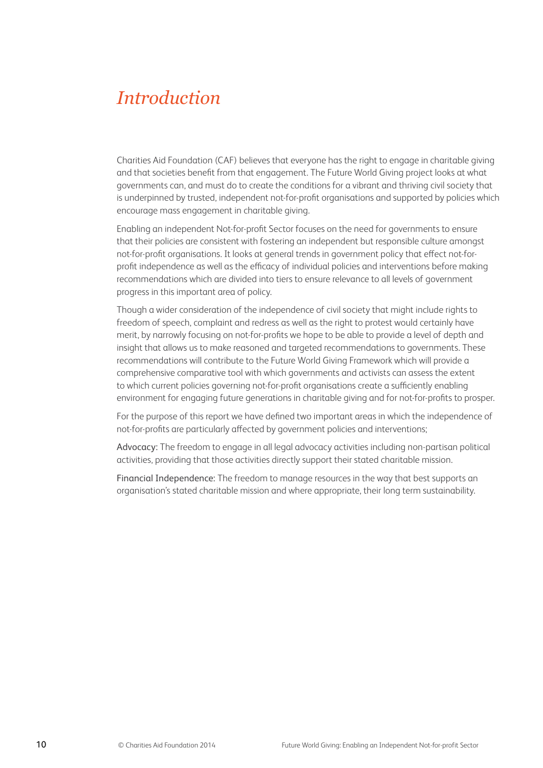# *Introduction*

Charities Aid Foundation (CAF) believes that everyone has the right to engage in charitable giving and that societies benefit from that engagement. The Future World Giving project looks at what governments can, and must do to create the conditions for a vibrant and thriving civil society that is underpinned by trusted, independent not-for-profit organisations and supported by policies which encourage mass engagement in charitable giving.

Enabling an independent Not-for-profit Sector focuses on the need for governments to ensure that their policies are consistent with fostering an independent but responsible culture amongst not-for-profit organisations. It looks at general trends in government policy that effect not-for-profit independence as well as the efficacy of individual policies and interventions before making recommendations which are divided into tiers to ensure relevance to all levels of government progress in this important area of policy.

Though a wider consideration of the independence of civil society that might include rights to freedom of speech, complaint and redress as well as the right to protest would certainly have merit, by narrowly focusing on not-for-profits we hope to be able to provide a level of depth and insight that allows us to make reasoned and targeted recommendations to governments. These recommendations will contribute to the Future World Giving Framework which will provide a comprehensive comparative tool with which governments and activists can assess the extent to which current policies governing not-for-profit organisations create a sufficiently enabling environment for engaging future generations in charitable giving and for not-for-profits to prosper.

For the purpose of this report we have defined two important areas in which the independence of not-for-profits are particularly affected by government policies and interventions;

Advocacy: The freedom to engage in all legal advocacy activities including non-partisan political activities, providing that those activities directly support their stated charitable mission.

Financial Independence: The freedom to manage resources in the way that best supports an organisation's stated charitable mission and where appropriate, their long term sustainability.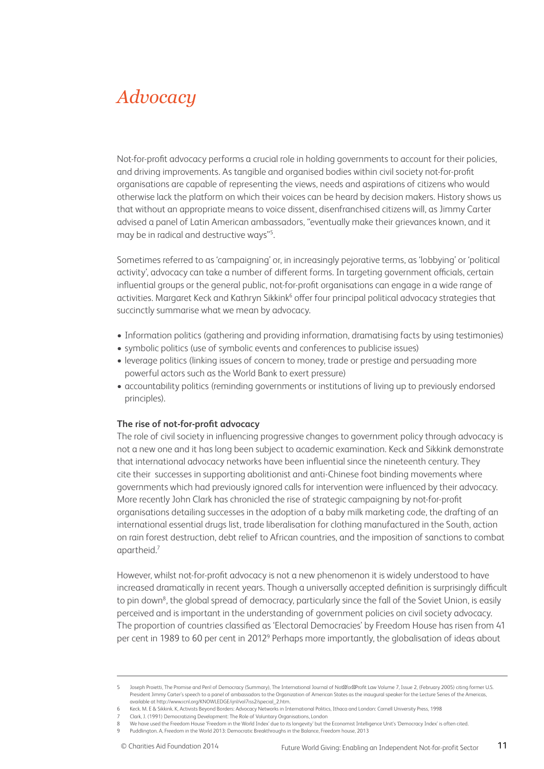# *Advocacy*

Not-for-profit advocacy performs a crucial role in holding governments to account for their policies, and driving improvements. As tangible and organised bodies within civil society not-for-profit organisations are capable of representing the views, needs and aspirations of citizens who would otherwise lack the platform on which their voices can be heard by decision makers. History shows us that without an appropriate means to voice dissent, disenfranchised citizens will, as Jimmy Carter advised a panel of Latin American ambassadors, "eventually make their grievances known, and it may be in radical and destructive ways"[5].

Sometimes referred to as 'campaigning' or, in increasingly pejorative terms, as 'lobbying' or 'political activity', advocacy can take a number of different forms. In targeting government officials, certain influential groups or the general public, not-for-profit organisations can engage in a wide range of activities. Margaret Keck and Kathryn Sikkink[6] offer four principal political advocacy strategies that succinctly summarise what we mean by advocacy.

- Information politics (gathering and providing information, dramatising facts by using testimonies)
- symbolic politics (use of symbolic events and conferences to publicise issues)
- leverage politics (linking issues of concern to money, trade or prestige and persuading more powerful actors such as the World Bank to exert pressure)
- accountability politics (reminding governments or institutions of living up to previously endorsed principles).

**The rise of not-for-profit advocacy**

The role of civil society in influencing progressive changes to government policy through advocacy is not a new one and it has long been subject to academic examination. Keck and Sikkink demonstrate that international advocacy networks have been influential since the nineteenth century. They cite their successes in supporting abolitionist and anti-Chinese foot binding movements where governments which had previously ignored calls for intervention were influenced by their advocacy. More recently John Clark has chronicled the rise of strategic campaigning by not-for-profit organisations detailing successes in the adoption of a baby milk marketing code, the drafting of an international essential drugs list, trade liberalisation for clothing manufactured in the South, action on rain forest destruction, debt relief to African countries, and the imposition of sanctions to combat apartheid.[7]

However, whilst not-for-profit advocacy is not a new phenomenon it is widely understood to have increased dramatically in recent years. Though a universally accepted definition is surprisingly difficult to pin down[8], the global spread of democracy, particularly since the fall of the Soviet Union, is easily perceived and is important in the understanding of government policies on civil society advocacy. The proportion of countries classified as 'Electoral Democracies' by Freedom House has risen from 41 per cent in 1989 to 60 per cent in 2012[9] Perhaps more importantly, the globalisation of ideas about

---

5 Joseph Proietti, The Promise and Peril of Democracy (Summary), The International Journal of Not-for-Profit Law Volume 7, Issue 2, (February 2005) citing former U.S. President Jimmy Carter's speech to a panel of ambassadors to the Organization of American States as the inaugural speaker for the Lecture Series of the Americas, available at http://www.icnl.org/KNOWLEDGE/ijnl/vol7iss2/special_2.htm.

6 Keck. M. E & Sikkink. K, Activists Beyond Borders: Advocacy Networks in International Politics, Ithaca and London: Cornell University Press, 1998

7 Clark, J. (1991) Democratizing Development: The Role of Voluntary Organisations, London

8 We have used the Freedom House 'Freedom in the World Index' due to its longevity' but the Economist Intelligence Unit's 'Democracy Index' is often cited.

9 Puddlington. A, Freedom in the World 2013: Democratic Breakthroughs in the Balance, Freedom house, 2013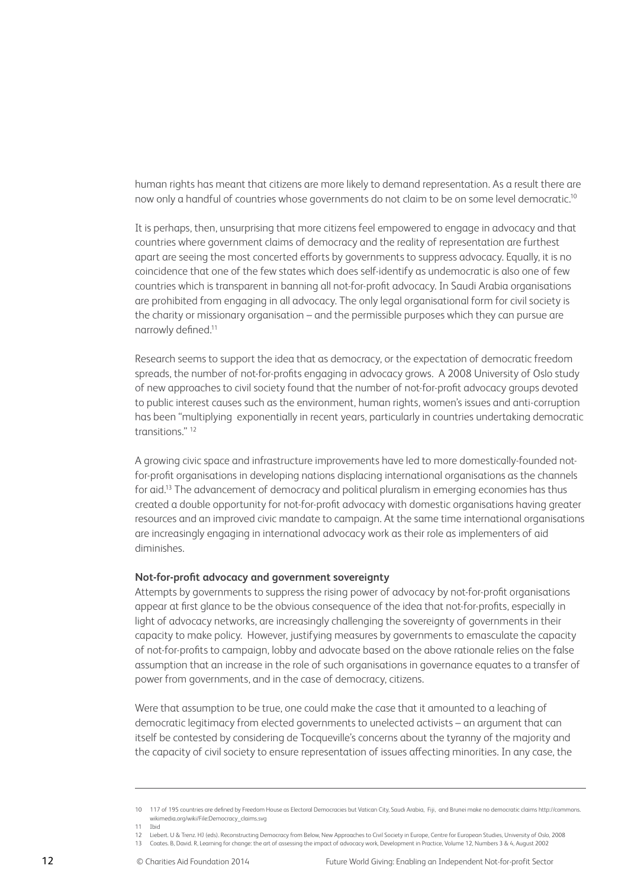human rights has meant that citizens are more likely to demand representation. As a result there are now only a handful of countries whose governments do not claim to be on some level democratic.[10]

It is perhaps, then, unsurprising that more citizens feel empowered to engage in advocacy and that countries where government claims of democracy and the reality of representation are furthest apart are seeing the most concerted efforts by governments to suppress advocacy. Equally, it is no coincidence that one of the few states which does self-identify as undemocratic is also one of few countries which is transparent in banning all not-for-profit advocacy. In Saudi Arabia organisations are prohibited from engaging in all advocacy. The only legal organisational form for civil society is the charity or missionary organisation – and the permissible purposes which they can pursue are narrowly defined.[11]

Research seems to support the idea that as democracy, or the expectation of democratic freedom spreads, the number of not-for-profits engaging in advocacy grows. A 2008 University of Oslo study of new approaches to civil society found that the number of not-for-profit advocacy groups devoted to public interest causes such as the environment, human rights, women's issues and anti-corruption has been "multiplying exponentially in recent years, particularly in countries undertaking democratic transitions." [12]

A growing civic space and infrastructure improvements have led to more domestically-founded not-for-profit organisations in developing nations displacing international organisations as the channels for aid.[13] The advancement of democracy and political pluralism in emerging economies has thus created a double opportunity for not-for-profit advocacy with domestic organisations having greater resources and an improved civic mandate to campaign. At the same time international organisations are increasingly engaging in international advocacy work as their role as implementers of aid diminishes.

**Not-for-profit advocacy and government sovereignty**

Attempts by governments to suppress the rising power of advocacy by not-for-profit organisations appear at first glance to be the obvious consequence of the idea that not-for-profits, especially in light of advocacy networks, are increasingly challenging the sovereignty of governments in their capacity to make policy. However, justifying measures by governments to emasculate the capacity of not-for-profits to campaign, lobby and advocate based on the above rationale relies on the false assumption that an increase in the role of such organisations in governance equates to a transfer of power from governments, and in the case of democracy, citizens.

Were that assumption to be true, one could make the case that it amounted to a leaching of democratic legitimacy from elected governments to unelected activists – an argument that can itself be contested by considering de Tocqueville's concerns about the tyranny of the majority and the capacity of civil society to ensure representation of issues affecting minorities. In any case, the

---

10 117 of 195 countries are defined by Freedom House as Electoral Democracies but Vatican City, Saudi Arabia, Fiji, and Brunei make no democratic claims http://commons.wikimedia.org/wiki/File:Democracy_claims.svg

11 Ibid

12 Liebert. U & Trenz. HJ (eds). Reconstructing Democracy from Below, New Approaches to Civil Society in Europe, Centre for European Studies, University of Oslo, 2008

13 Coates. B, David. R, Learning for change: the art of assessing the impact of advocacy work, Development in Practice, Volume 12, Numbers 3 & 4, August 2002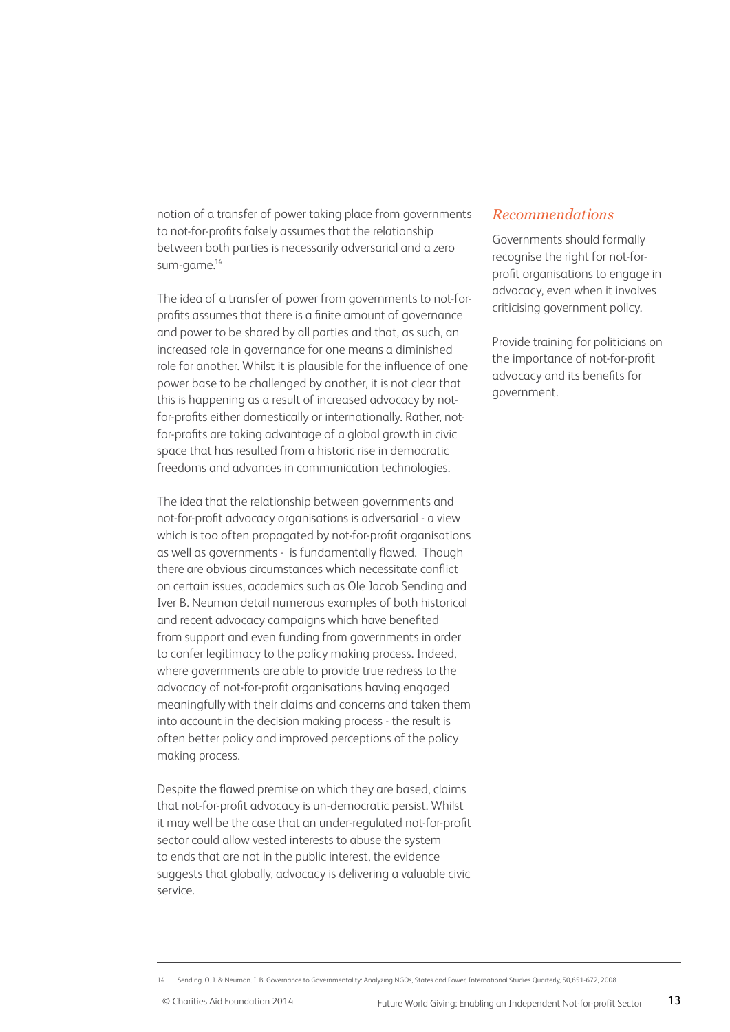notion of a transfer of power taking place from governments to not-for-profits falsely assumes that the relationship between both parties is necessarily adversarial and a zero sum-game.[14]

The idea of a transfer of power from governments to not-for-profits assumes that there is a finite amount of governance and power to be shared by all parties and that, as such, an increased role in governance for one means a diminished role for another. Whilst it is plausible for the influence of one power base to be challenged by another, it is not clear that this is happening as a result of increased advocacy by not-for-profits either domestically or internationally. Rather, not-for-profits are taking advantage of a global growth in civic space that has resulted from a historic rise in democratic freedoms and advances in communication technologies.

The idea that the relationship between governments and not-for-profit advocacy organisations is adversarial - a view which is too often propagated by not-for-profit organisations as well as governments - is fundamentally flawed. Though there are obvious circumstances which necessitate conflict on certain issues, academics such as Ole Jacob Sending and Iver B. Neuman detail numerous examples of both historical and recent advocacy campaigns which have benefited from support and even funding from governments in order to confer legitimacy to the policy making process. Indeed, where governments are able to provide true redress to the advocacy of not-for-profit organisations having engaged meaningfully with their claims and concerns and taken them into account in the decision making process - the result is often better policy and improved perceptions of the policy making process.

Despite the flawed premise on which they are based, claims that not-for-profit advocacy is un-democratic persist. Whilst it may well be the case that an under-regulated not-for-profit sector could allow vested interests to abuse the system to ends that are not in the public interest, the evidence suggests that globally, advocacy is delivering a valuable civic service.

### *Recommendations*

Governments should formally recognise the right for not-for-profit organisations to engage in advocacy, even when it involves criticising government policy.

Provide training for politicians on the importance of not-for-profit advocacy and its benefits for government.

---

14 Sending. O. J. & Neuman. I. B, Governance to Governmentality: Analyzing NGOs, States and Power, International Studies Quarterly, 50,651-672, 2008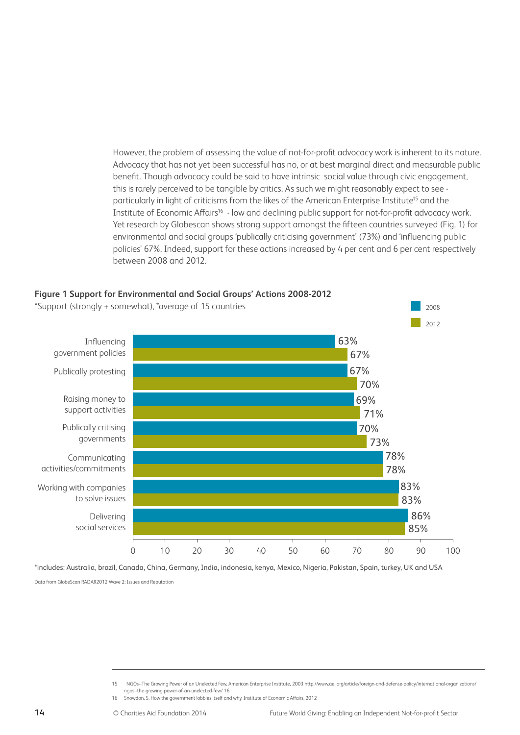However, the problem of assessing the value of not-for-profit advocacy work is inherent to its nature. Advocacy that has not yet been successful has no, or at best marginal direct and measurable public benefit. Though advocacy could be said to have intrinsic social value through civic engagement, this is rarely perceived to be tangible by critics. As such we might reasonably expect to see - particularly in light of criticisms from the likes of the American Enterprise Institute[15] and the Institute of Economic Affairs[16] - low and declining public support for not-for-profit advocacy work. Yet research by Globescan shows strong support amongst the fifteen countries surveyed (Fig. 1) for environmental and social groups 'publically criticising government' (73%) and 'influencing public policies' 67%. Indeed, support for these actions increased by 4 per cent and 6 per cent respectively between 2008 and 2012.

**Figure 1 Support for Environmental and Social Groups' Actions 2008-2012**

*Support (strongly + somewhat), *average of 15 countries

| Action | 2008 | 2012 |
|---|---|---|
| Influencing government policies | 63% | 67% |
| Publically protesting | 67% | 70% |
| Raising money to support activities | 69% | 71% |
| Publically critising governments | 70% | 73% |
| Communicating activities/commitments | 78% | 78% |
| Working with companies to solve issues | 83% | 83% |
| Delivering social services | 86% | 85% |

*includes: Australia, brazil, Canada, China, Germany, India, indonesia, kenya, Mexico, Nigeria, Pakistan, Spain, turkey, UK and USA

Data from GlobeScan RADAR2012 Wave 2: Issues and Reputation

---

15 NGOs--The Growing Power of an Unelected Few, American Enterprise Institute, 2003 http://www.aei.org/article/foreign-and-defense-policy/international-organizations/ngos--the-growing-power-of-an-unelected-few/ 16

16 Snowdon. S, How the government lobbies itself and why, Institute of Economic Affairs, 2012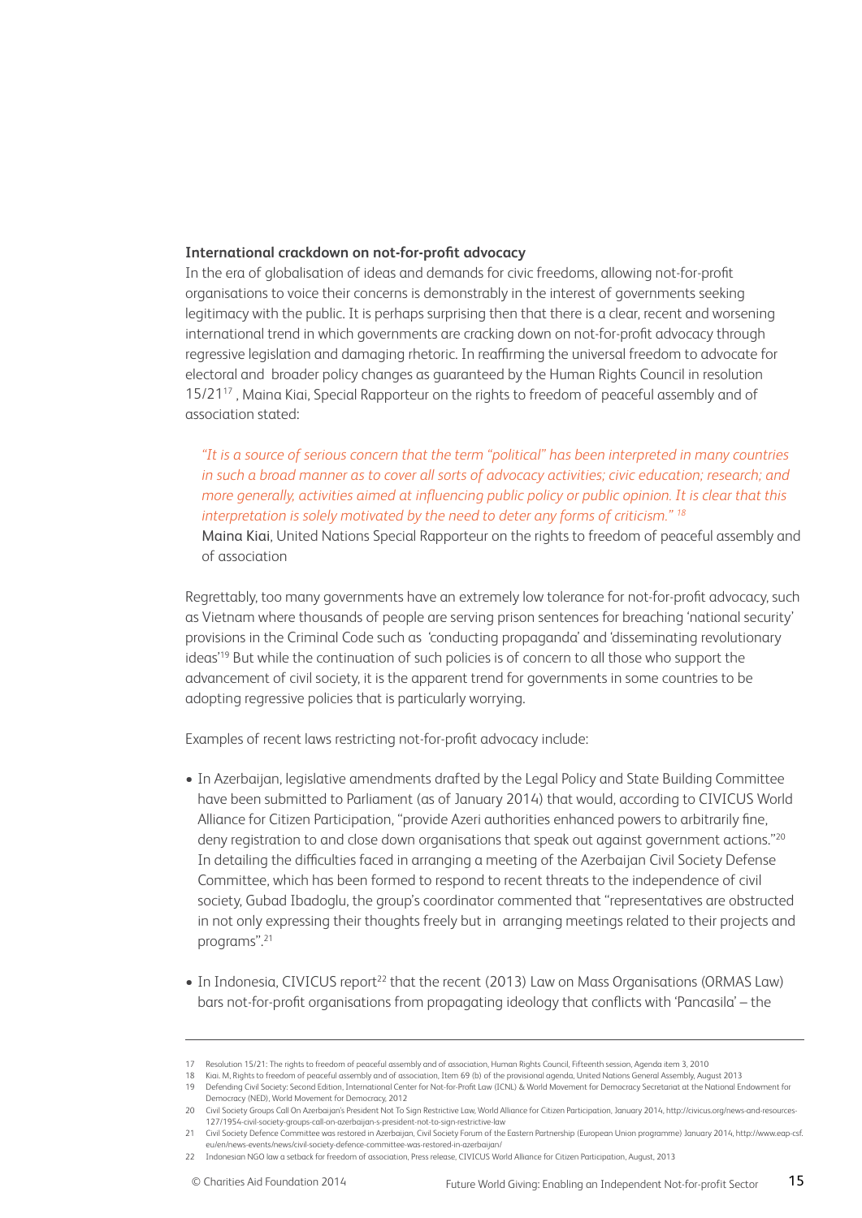**International crackdown on not-for-profit advocacy**

In the era of globalisation of ideas and demands for civic freedoms, allowing not-for-profit organisations to voice their concerns is demonstrably in the interest of governments seeking legitimacy with the public. It is perhaps surprising then that there is a clear, recent and worsening international trend in which governments are cracking down on not-for-profit advocacy through regressive legislation and damaging rhetoric. In reaffirming the universal freedom to advocate for electoral and broader policy changes as guaranteed by the Human Rights Council in resolution 15/21[17] , Maina Kiai, Special Rapporteur on the rights to freedom of peaceful assembly and of association stated:

> *"It is a source of serious concern that the term "political" has been interpreted in many countries in such a broad manner as to cover all sorts of advocacy activities; civic education; research; and more generally, activities aimed at influencing public policy or public opinion. It is clear that this interpretation is solely motivated by the need to deter any forms of criticism."* [18]
>
> Maina Kiai, United Nations Special Rapporteur on the rights to freedom of peaceful assembly and of association

Regrettably, too many governments have an extremely low tolerance for not-for-profit advocacy, such as Vietnam where thousands of people are serving prison sentences for breaching 'national security' provisions in the Criminal Code such as 'conducting propaganda' and 'disseminating revolutionary ideas'[19] But while the continuation of such policies is of concern to all those who support the advancement of civil society, it is the apparent trend for governments in some countries to be adopting regressive policies that is particularly worrying.

Examples of recent laws restricting not-for-profit advocacy include:

- In Azerbaijan, legislative amendments drafted by the Legal Policy and State Building Committee have been submitted to Parliament (as of January 2014) that would, according to CIVICUS World Alliance for Citizen Participation, "provide Azeri authorities enhanced powers to arbitrarily fine, deny registration to and close down organisations that speak out against government actions."[20] In detailing the difficulties faced in arranging a meeting of the Azerbaijan Civil Society Defense Committee, which has been formed to respond to recent threats to the independence of civil society, Gubad Ibadoglu, the group's coordinator commented that "representatives are obstructed in not only expressing their thoughts freely but in arranging meetings related to their projects and programs".[21]

- In Indonesia, CIVICUS report[22] that the recent (2013) Law on Mass Organisations (ORMAS Law) bars not-for-profit organisations from propagating ideology that conflicts with 'Pancasila' – the

---

17 Resolution 15/21: The rights to freedom of peaceful assembly and of association, Human Rights Council, Fifteenth session, Agenda item 3, 2010

18 Kiai. M, Rights to freedom of peaceful assembly and of association, Item 69 (b) of the provisional agenda, United Nations General Assembly, August 2013

19 Defending Civil Society: Second Edition, International Center for Not-for-Profit Law (ICNL) & World Movement for Democracy Secretariat at the National Endowment for Democracy (NED), World Movement for Democracy, 2012

20 Civil Society Groups Call On Azerbaijan's President Not To Sign Restrictive Law, World Alliance for Citizen Participation, January 2014, http://civicus.org/news-and-resources-127/1954-civil-society-groups-call-on-azerbaijan-s-president-not-to-sign-restrictive-law

21 Civil Society Defence Committee was restored in Azerbaijan, Civil Society Forum of the Eastern Partnership (European Union programme) January 2014, http://www.eap-csf.eu/en/news-events/news/civil-society-defence-committee-was-restored-in-azerbaijan/

22 Indonesian NGO law a setback for freedom of association, Press release, CIVICUS World Alliance for Citizen Participation, August, 2013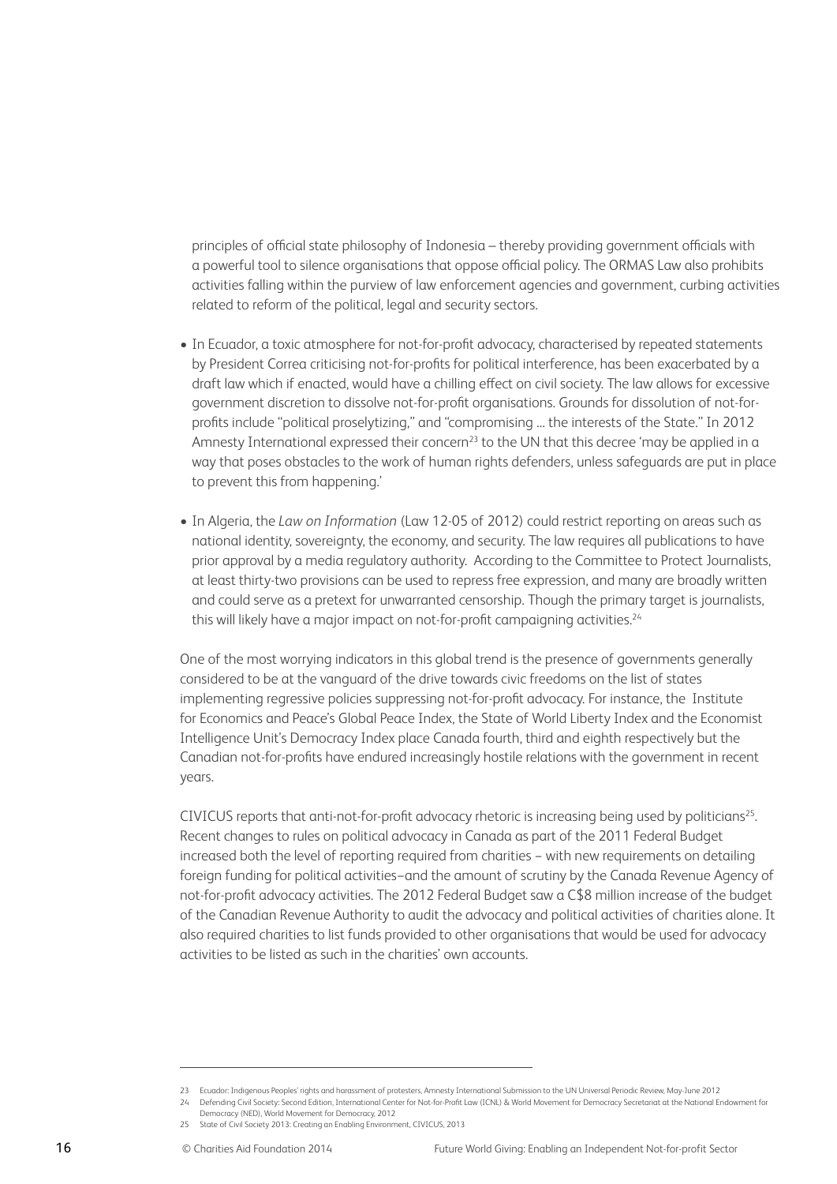principles of official state philosophy of Indonesia – thereby providing government officials with a powerful tool to silence organisations that oppose official policy. The ORMAS Law also prohibits activities falling within the purview of law enforcement agencies and government, curbing activities related to reform of the political, legal and security sectors.

- In Ecuador, a toxic atmosphere for not-for-profit advocacy, characterised by repeated statements by President Correa criticising not-for-profits for political interference, has been exacerbated by a draft law which if enacted, would have a chilling effect on civil society. The law allows for excessive government discretion to dissolve not-for-profit organisations. Grounds for dissolution of not-for-profits include "political proselytizing," and "compromising ... the interests of the State." In 2012 Amnesty International expressed their concern[23] to the UN that this decree 'may be applied in a way that poses obstacles to the work of human rights defenders, unless safeguards are put in place to prevent this from happening.'

- In Algeria, the *Law on Information* (Law 12-05 of 2012) could restrict reporting on areas such as national identity, sovereignty, the economy, and security. The law requires all publications to have prior approval by a media regulatory authority. According to the Committee to Protect Journalists, at least thirty-two provisions can be used to repress free expression, and many are broadly written and could serve as a pretext for unwarranted censorship. Though the primary target is journalists, this will likely have a major impact on not-for-profit campaigning activities.[24]

One of the most worrying indicators in this global trend is the presence of governments generally considered to be at the vanguard of the drive towards civic freedoms on the list of states implementing regressive policies suppressing not-for-profit advocacy. For instance, the Institute for Economics and Peace's Global Peace Index, the State of World Liberty Index and the Economist Intelligence Unit's Democracy Index place Canada fourth, third and eighth respectively but the Canadian not-for-profits have endured increasingly hostile relations with the government in recent years.

CIVICUS reports that anti-not-for-profit advocacy rhetoric is increasing being used by politicians[25]. Recent changes to rules on political advocacy in Canada as part of the 2011 Federal Budget increased both the level of reporting required from charities – with new requirements on detailing foreign funding for political activities–and the amount of scrutiny by the Canada Revenue Agency of not-for-profit advocacy activities. The 2012 Federal Budget saw a C$8 million increase of the budget of the Canadian Revenue Authority to audit the advocacy and political activities of charities alone. It also required charities to list funds provided to other organisations that would be used for advocacy activities to be listed as such in the charities' own accounts.

---

23 Ecuador: Indigenous Peoples' rights and harassment of protesters, Amnesty International Submission to the UN Universal Periodic Review, May-June 2012

24 Defending Civil Society: Second Edition, International Center for Not-for-Profit Law (ICNL) & World Movement for Democracy Secretariat at the National Endowment for Democracy (NED), World Movement for Democracy, 2012

25 State of Civil Society 2013: Creating an Enabling Environment, CIVICUS, 2013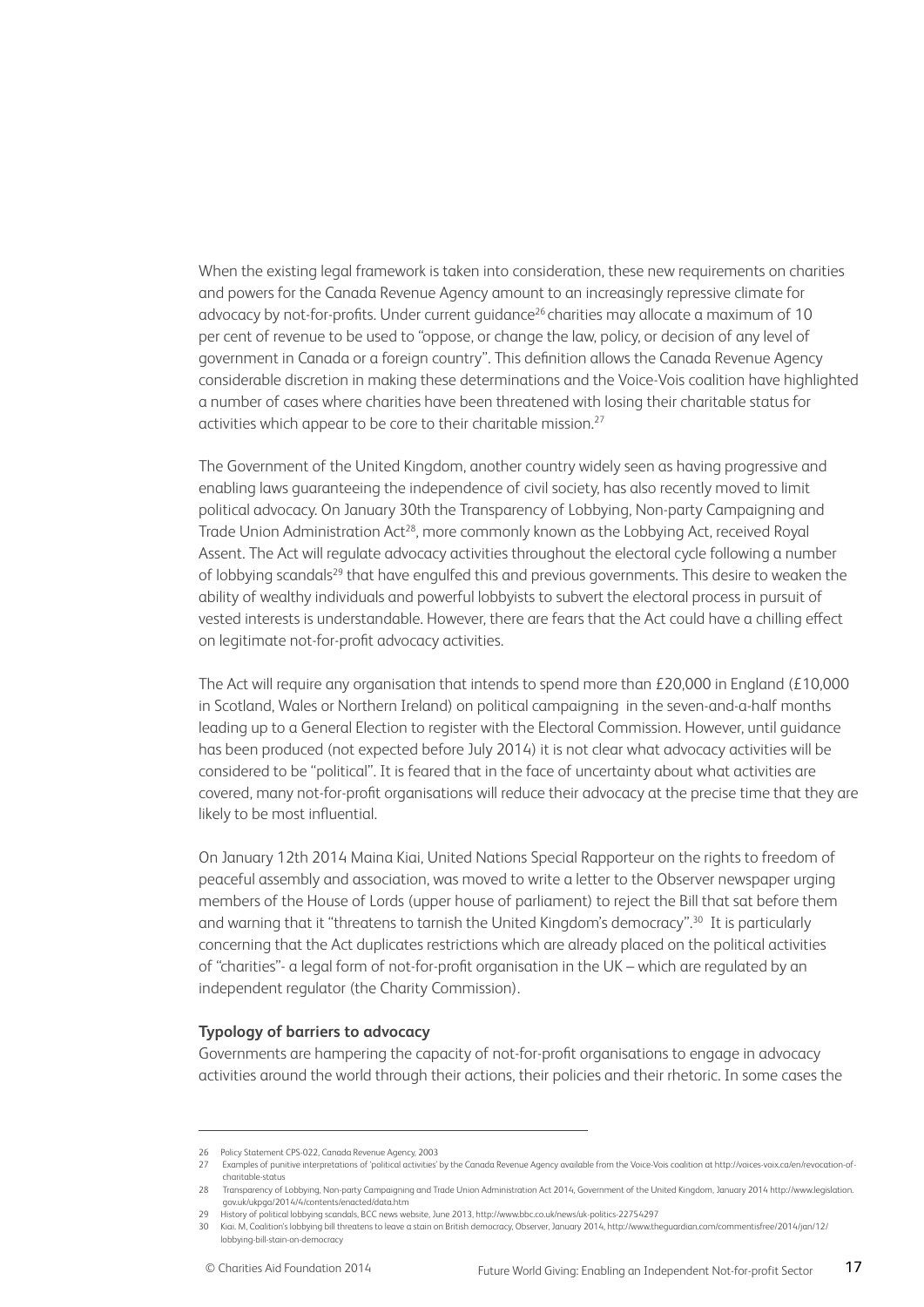When the existing legal framework is taken into consideration, these new requirements on charities and powers for the Canada Revenue Agency amount to an increasingly repressive climate for advocacy by not-for-profits. Under current guidance[26] charities may allocate a maximum of 10 per cent of revenue to be used to "oppose, or change the law, policy, or decision of any level of government in Canada or a foreign country". This definition allows the Canada Revenue Agency considerable discretion in making these determinations and the Voice-Vois coalition have highlighted a number of cases where charities have been threatened with losing their charitable status for activities which appear to be core to their charitable mission.[27]

The Government of the United Kingdom, another country widely seen as having progressive and enabling laws guaranteeing the independence of civil society, has also recently moved to limit political advocacy. On January 30th the Transparency of Lobbying, Non-party Campaigning and Trade Union Administration Act[28], more commonly known as the Lobbying Act, received Royal Assent. The Act will regulate advocacy activities throughout the electoral cycle following a number of lobbying scandals[29] that have engulfed this and previous governments. This desire to weaken the ability of wealthy individuals and powerful lobbyists to subvert the electoral process in pursuit of vested interests is understandable. However, there are fears that the Act could have a chilling effect on legitimate not-for-profit advocacy activities.

The Act will require any organisation that intends to spend more than £20,000 in England (£10,000 in Scotland, Wales or Northern Ireland) on political campaigning in the seven-and-a-half months leading up to a General Election to register with the Electoral Commission. However, until guidance has been produced (not expected before July 2014) it is not clear what advocacy activities will be considered to be "political". It is feared that in the face of uncertainty about what activities are covered, many not-for-profit organisations will reduce their advocacy at the precise time that they are likely to be most influential.

On January 12th 2014 Maina Kiai, United Nations Special Rapporteur on the rights to freedom of peaceful assembly and association, was moved to write a letter to the Observer newspaper urging members of the House of Lords (upper house of parliament) to reject the Bill that sat before them and warning that it "threatens to tarnish the United Kingdom's democracy".[30] It is particularly concerning that the Act duplicates restrictions which are already placed on the political activities of "charities"- a legal form of not-for-profit organisation in the UK – which are regulated by an independent regulator (the Charity Commission).

**Typology of barriers to advocacy**

Governments are hampering the capacity of not-for-profit organisations to engage in advocacy activities around the world through their actions, their policies and their rhetoric. In some cases the

---

26 Policy Statement CPS-022, Canada Revenue Agency, 2003

27 Examples of punitive interpretations of 'political activities' by the Canada Revenue Agency available from the Voice-Vois coalition at http://voices-voix.ca/en/revocation-of-charitable-status

28 Transparency of Lobbying, Non-party Campaigning and Trade Union Administration Act 2014, Government of the United Kingdom, January 2014 http://www.legislation.gov.uk/ukpga/2014/4/contents/enacted/data.htm

29 History of political lobbying scandals, BCC news website, June 2013, http://www.bbc.co.uk/news/uk-politics-22754297

30 Kiai. M, Coalition's lobbying bill threatens to leave a stain on British democracy, Observer, January 2014, http://www.theguardian.com/commentisfree/2014/jan/12/lobbying-bill-stain-on-democracy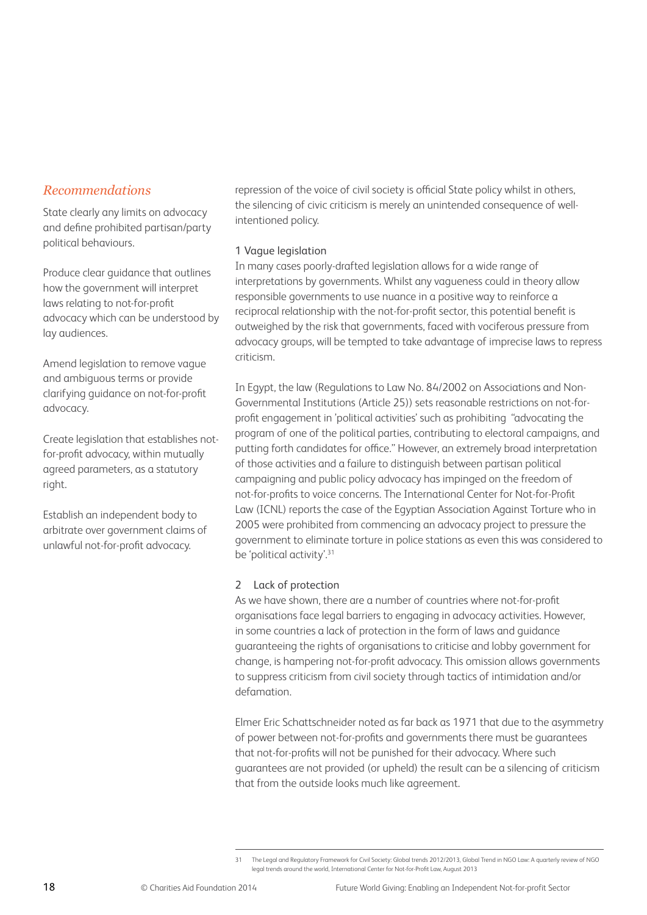## *Recommendations*

State clearly any limits on advocacy and define prohibited partisan/party political behaviours.

Produce clear guidance that outlines how the government will interpret laws relating to not-for-profit advocacy which can be understood by lay audiences.

Amend legislation to remove vague and ambiguous terms or provide clarifying guidance on not-for-profit advocacy.

Create legislation that establishes not-for-profit advocacy, within mutually agreed parameters, as a statutory right.

Establish an independent body to arbitrate over government claims of unlawful not-for-profit advocacy.

repression of the voice of civil society is official State policy whilst in others, the silencing of civic criticism is merely an unintended consequence of well-intentioned policy.

### 1 Vague legislation

In many cases poorly-drafted legislation allows for a wide range of interpretations by governments. Whilst any vagueness could in theory allow responsible governments to use nuance in a positive way to reinforce a reciprocal relationship with the not-for-profit sector, this potential benefit is outweighed by the risk that governments, faced with vociferous pressure from advocacy groups, will be tempted to take advantage of imprecise laws to repress criticism.

In Egypt, the law (Regulations to Law No. 84/2002 on Associations and Non-Governmental Institutions (Article 25)) sets reasonable restrictions on not-for-profit engagement in 'political activities' such as prohibiting "advocating the program of one of the political parties, contributing to electoral campaigns, and putting forth candidates for office." However, an extremely broad interpretation of those activities and a failure to distinguish between partisan political campaigning and public policy advocacy has impinged on the freedom of not-for-profits to voice concerns. The International Center for Not-for-Profit Law (ICNL) reports the case of the Egyptian Association Against Torture who in 2005 were prohibited from commencing an advocacy project to pressure the government to eliminate torture in police stations as even this was considered to be 'political activity'.[31]

### 2 Lack of protection

As we have shown, there are a number of countries where not-for-profit organisations face legal barriers to engaging in advocacy activities. However, in some countries a lack of protection in the form of laws and guidance guaranteeing the rights of organisations to criticise and lobby government for change, is hampering not-for-profit advocacy. This omission allows governments to suppress criticism from civil society through tactics of intimidation and/or defamation.

Elmer Eric Schattschneider noted as far back as 1971 that due to the asymmetry of power between not-for-profits and governments there must be guarantees that not-for-profits will not be punished for their advocacy. Where such guarantees are not provided (or upheld) the result can be a silencing of criticism that from the outside looks much like agreement.

---

31 The Legal and Regulatory Framework for Civil Society: Global trends 2012/2013, Global Trend in NGO Law: A quarterly review of NGO legal trends around the world, International Center for Not-for-Profit Law, August 2013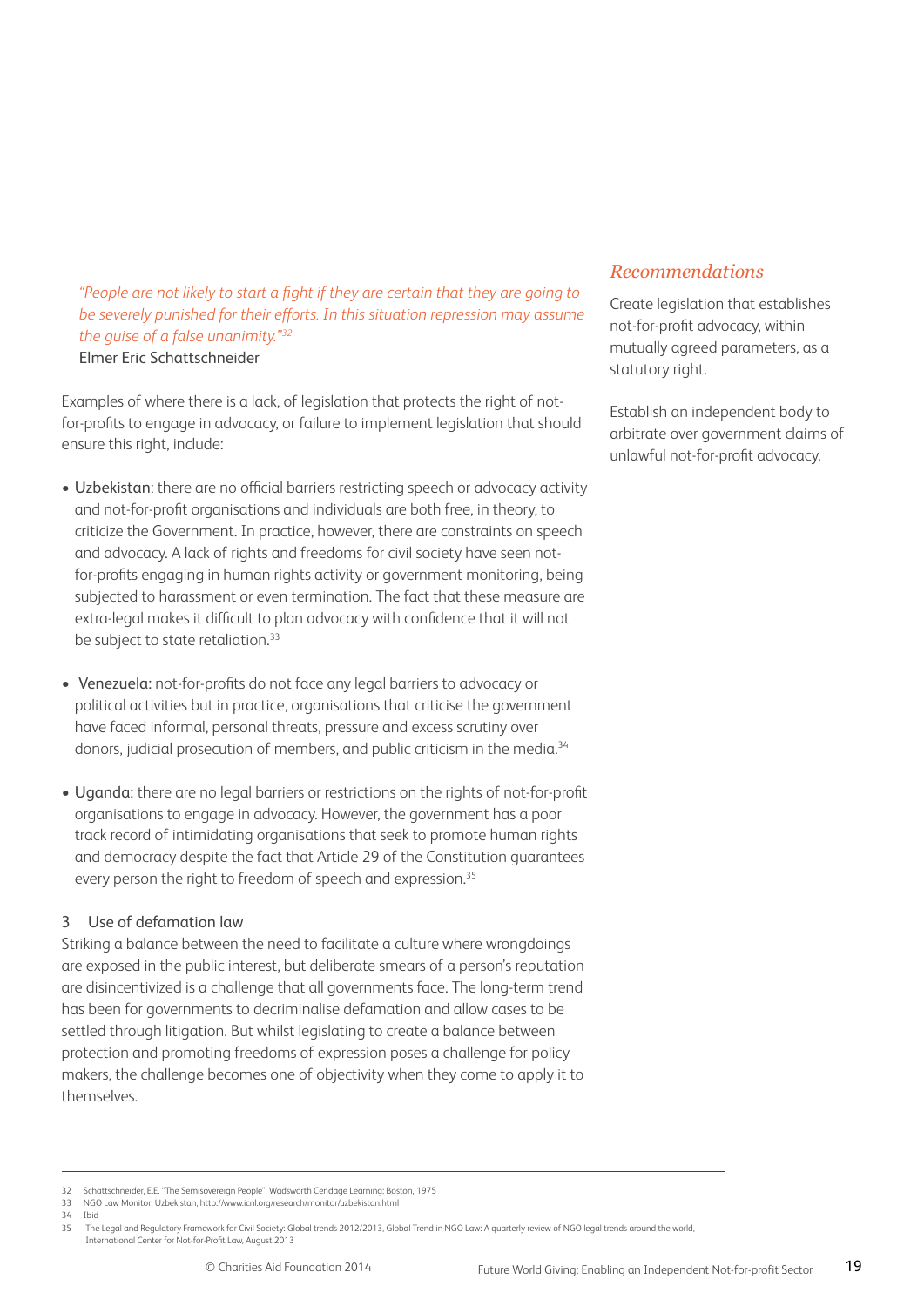*"People are not likely to start a fight if they are certain that they are going to be severely punished for their efforts. In this situation repression may assume the guise of a false unanimity."*[32]
Elmer Eric Schattschneider

Examples of where there is a lack, of legislation that protects the right of not-for-profits to engage in advocacy, or failure to implement legislation that should ensure this right, include:

- Uzbekistan: there are no official barriers restricting speech or advocacy activity and not-for-profit organisations and individuals are both free, in theory, to criticize the Government. In practice, however, there are constraints on speech and advocacy. A lack of rights and freedoms for civil society have seen not-for-profits engaging in human rights activity or government monitoring, being subjected to harassment or even termination. The fact that these measure are extra-legal makes it difficult to plan advocacy with confidence that it will not be subject to state retaliation.[33]

- Venezuela: not-for-profits do not face any legal barriers to advocacy or political activities but in practice, organisations that criticise the government have faced informal, personal threats, pressure and excess scrutiny over donors, judicial prosecution of members, and public criticism in the media.[34]

- Uganda: there are no legal barriers or restrictions on the rights of not-for-profit organisations to engage in advocacy. However, the government has a poor track record of intimidating organisations that seek to promote human rights and democracy despite the fact that Article 29 of the Constitution guarantees every person the right to freedom of speech and expression.[35]

### 3 Use of defamation law

Striking a balance between the need to facilitate a culture where wrongdoings are exposed in the public interest, but deliberate smears of a person's reputation are disincentivized is a challenge that all governments face. The long-term trend has been for governments to decriminalise defamation and allow cases to be settled through litigation. But whilst legislating to create a balance between protection and promoting freedoms of expression poses a challenge for policy makers, the challenge becomes one of objectivity when they come to apply it to themselves.

## *Recommendations*

Create legislation that establishes not-for-profit advocacy, within mutually agreed parameters, as a statutory right.

Establish an independent body to arbitrate over government claims of unlawful not-for-profit advocacy.

---

32 Schattschneider, E.E. "The Semisovereign People". Wadsworth Cendage Learning: Boston, 1975
33 NGO Law Monitor: Uzbekistan, http://www.icnl.org/research/monitor/uzbekistan.html
34 Ibid
35 The Legal and Regulatory Framework for Civil Society: Global trends 2012/2013, Global Trend in NGO Law: A quarterly review of NGO legal trends around the world, International Center for Not-for-Profit Law, August 2013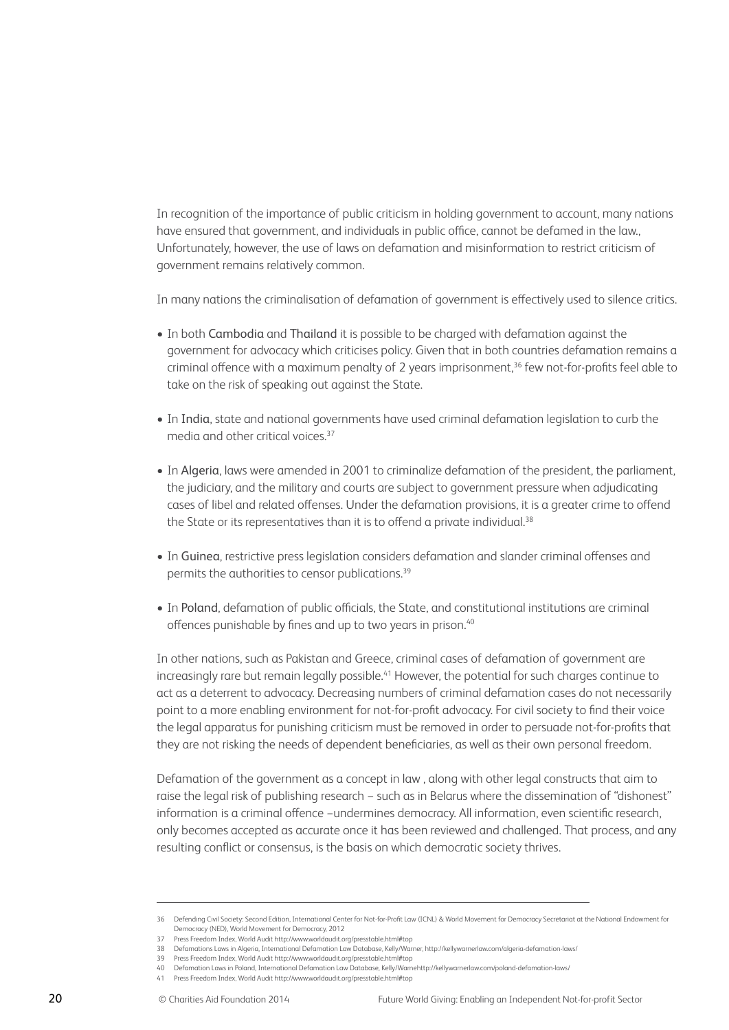In recognition of the importance of public criticism in holding government to account, many nations have ensured that government, and individuals in public office, cannot be defamed in the law., Unfortunately, however, the use of laws on defamation and misinformation to restrict criticism of government remains relatively common.

In many nations the criminalisation of defamation of government is effectively used to silence critics.

- In both Cambodia and Thailand it is possible to be charged with defamation against the government for advocacy which criticises policy. Given that in both countries defamation remains a criminal offence with a maximum penalty of 2 years imprisonment,[36] few not-for-profits feel able to take on the risk of speaking out against the State.

- In India, state and national governments have used criminal defamation legislation to curb the media and other critical voices.[37]

- In Algeria, laws were amended in 2001 to criminalize defamation of the president, the parliament, the judiciary, and the military and courts are subject to government pressure when adjudicating cases of libel and related offenses. Under the defamation provisions, it is a greater crime to offend the State or its representatives than it is to offend a private individual.[38]

- In Guinea, restrictive press legislation considers defamation and slander criminal offenses and permits the authorities to censor publications.[39]

- In Poland, defamation of public officials, the State, and constitutional institutions are criminal offences punishable by fines and up to two years in prison.[40]

In other nations, such as Pakistan and Greece, criminal cases of defamation of government are increasingly rare but remain legally possible.[41] However, the potential for such charges continue to act as a deterrent to advocacy. Decreasing numbers of criminal defamation cases do not necessarily point to a more enabling environment for not-for-profit advocacy. For civil society to find their voice the legal apparatus for punishing criticism must be removed in order to persuade not-for-profits that they are not risking the needs of dependent beneficiaries, as well as their own personal freedom.

Defamation of the government as a concept in law , along with other legal constructs that aim to raise the legal risk of publishing research – such as in Belarus where the dissemination of "dishonest" information is a criminal offence –undermines democracy. All information, even scientific research, only becomes accepted as accurate once it has been reviewed and challenged. That process, and any resulting conflict or consensus, is the basis on which democratic society thrives.

---

36 Defending Civil Society: Second Edition, International Center for Not-for-Profit Law (ICNL) & World Movement for Democracy Secretariat at the National Endowment for Democracy (NED), World Movement for Democracy, 2012

37 Press Freedom Index, World Audit http://www.worldaudit.org/presstable.html#top

38 Defamations Laws in Algeria, International Defamation Law Database, Kelly/Warner, http://kellywarnerlaw.com/algeria-defamation-laws/

39 Press Freedom Index, World Audit http://www.worldaudit.org/presstable.html#top

40 Defamation Laws in Poland, International Defamation Law Database, Kelly/Warnehttp://kellywarnerlaw.com/poland-defamation-laws/

41 Press Freedom Index, World Audit http://www.worldaudit.org/presstable.html#top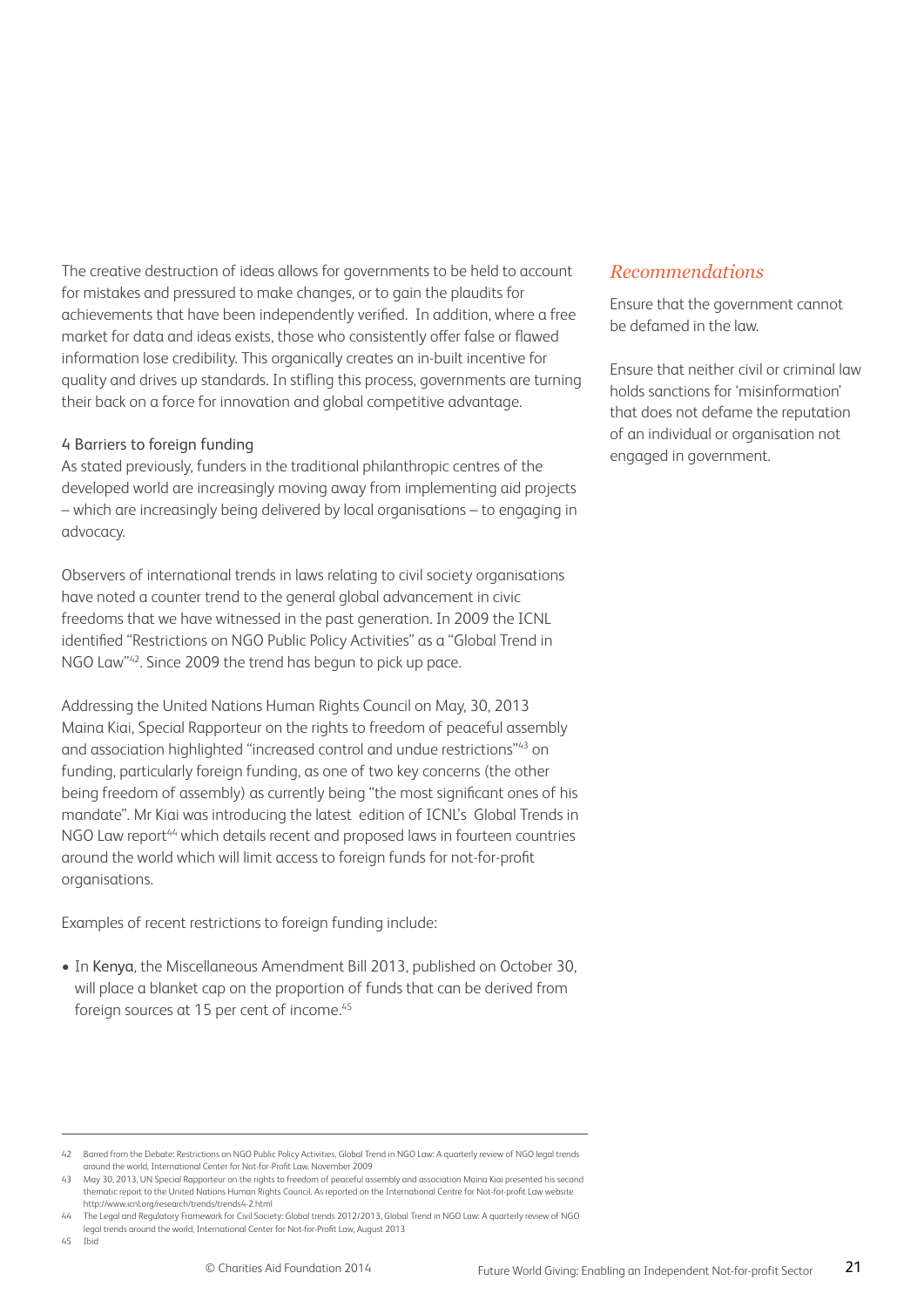The creative destruction of ideas allows for governments to be held to account for mistakes and pressured to make changes, or to gain the plaudits for achievements that have been independently verified. In addition, where a free market for data and ideas exists, those who consistently offer false or flawed information lose credibility. This organically creates an in-built incentive for quality and drives up standards. In stifling this process, governments are turning their back on a force for innovation and global competitive advantage.

### 4 Barriers to foreign funding

As stated previously, funders in the traditional philanthropic centres of the developed world are increasingly moving away from implementing aid projects – which are increasingly being delivered by local organisations – to engaging in advocacy.

Observers of international trends in laws relating to civil society organisations have noted a counter trend to the general global advancement in civic freedoms that we have witnessed in the past generation. In 2009 the ICNL identified "Restrictions on NGO Public Policy Activities" as a "Global Trend in NGO Law"[42]. Since 2009 the trend has begun to pick up pace.

Addressing the United Nations Human Rights Council on May, 30, 2013 Maina Kiai, Special Rapporteur on the rights to freedom of peaceful assembly and association highlighted "increased control and undue restrictions"[43] on funding, particularly foreign funding, as one of two key concerns (the other being freedom of assembly) as currently being "the most significant ones of his mandate". Mr Kiai was introducing the latest edition of ICNL's Global Trends in NGO Law report[44] which details recent and proposed laws in fourteen countries around the world which will limit access to foreign funds for not-for-profit organisations.

Examples of recent restrictions to foreign funding include:

- In Kenya, the Miscellaneous Amendment Bill 2013, published on October 30, will place a blanket cap on the proportion of funds that can be derived from foreign sources at 15 per cent of income.[45]

## *Recommendations*

Ensure that the government cannot be defamed in the law.

Ensure that neither civil or criminal law holds sanctions for 'misinformation' that does not defame the reputation of an individual or organisation not engaged in government.

---

42 Barred from the Debate: Restrictions on NGO Public Policy Activities, Global Trend in NGO Law: A quarterly review of NGO legal trends around the world, International Center for Not-for-Profit Law, November 2009

43 May 30, 2013, UN Special Rapporteur on the rights to freedom of peaceful assembly and association Maina Kiai presented his second thematic report to the United Nations Human Rights Council. As reported on the International Centre for Not-for-profit Law website http://www.icnl.org/research/trends/trends4-2.html

44 The Legal and Regulatory Framework for Civil Society: Global trends 2012/2013, Global Trend in NGO Law: A quarterly review of NGO legal trends around the world, International Center for Not-for-Profit Law, August 2013

45 Ibid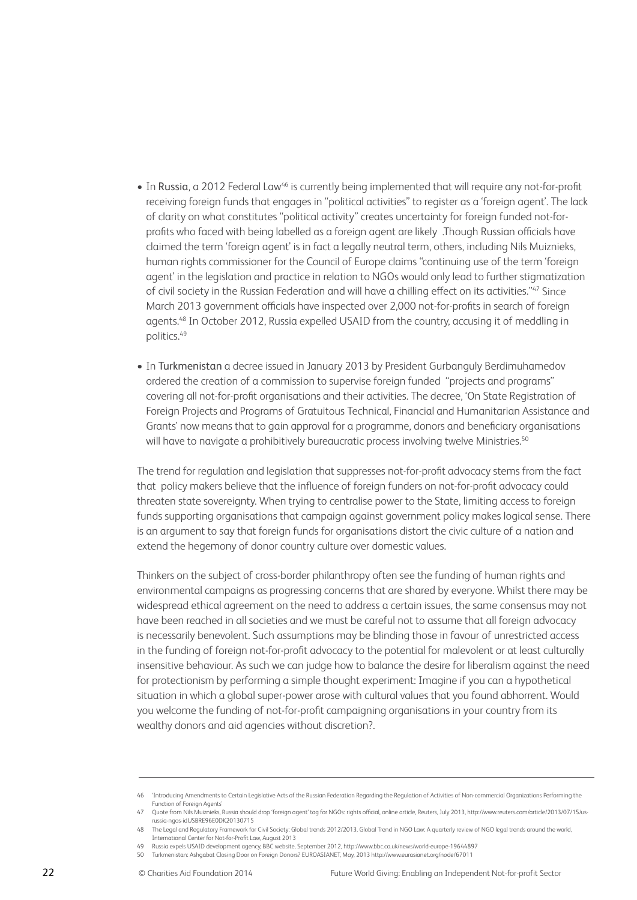- In Russia, a 2012 Federal Law[46] is currently being implemented that will require any not-for-profit receiving foreign funds that engages in "political activities" to register as a 'foreign agent'. The lack of clarity on what constitutes "political activity" creates uncertainty for foreign funded not-for-profits who faced with being labelled as a foreign agent are likely .Though Russian officials have claimed the term 'foreign agent' is in fact a legally neutral term, others, including Nils Muiznieks, human rights commissioner for the Council of Europe claims "continuing use of the term 'foreign agent' in the legislation and practice in relation to NGOs would only lead to further stigmatization of civil society in the Russian Federation and will have a chilling effect on its activities."[47] Since March 2013 government officials have inspected over 2,000 not-for-profits in search of foreign agents.[48] In October 2012, Russia expelled USAID from the country, accusing it of meddling in politics.[49]

- In Turkmenistan a decree issued in January 2013 by President Gurbanguly Berdimuhamedov ordered the creation of a commission to supervise foreign funded "projects and programs" covering all not-for-profit organisations and their activities. The decree, 'On State Registration of Foreign Projects and Programs of Gratuitous Technical, Financial and Humanitarian Assistance and Grants' now means that to gain approval for a programme, donors and beneficiary organisations will have to navigate a prohibitively bureaucratic process involving twelve Ministries.[50]

The trend for regulation and legislation that suppresses not-for-profit advocacy stems from the fact that policy makers believe that the influence of foreign funders on not-for-profit advocacy could threaten state sovereignty. When trying to centralise power to the State, limiting access to foreign funds supporting organisations that campaign against government policy makes logical sense. There is an argument to say that foreign funds for organisations distort the civic culture of a nation and extend the hegemony of donor country culture over domestic values.

Thinkers on the subject of cross-border philanthropy often see the funding of human rights and environmental campaigns as progressing concerns that are shared by everyone. Whilst there may be widespread ethical agreement on the need to address a certain issues, the same consensus may not have been reached in all societies and we must be careful not to assume that all foreign advocacy is necessarily benevolent. Such assumptions may be blinding those in favour of unrestricted access in the funding of foreign not-for-profit advocacy to the potential for malevolent or at least culturally insensitive behaviour. As such we can judge how to balance the desire for liberalism against the need for protectionism by performing a simple thought experiment: Imagine if you can a hypothetical situation in which a global super-power arose with cultural values that you found abhorrent. Would you welcome the funding of not-for-profit campaigning organisations in your country from its wealthy donors and aid agencies without discretion?.

---

46 'Introducing Amendments to Certain Legislative Acts of the Russian Federation Regarding the Regulation of Activities of Non-commercial Organizations Performing the Function of Foreign Agents'

47 Quote from Nils Muiznieks, Russia should drop 'foreign agent' tag for NGOs: rights official, online article, Reuters, July 2013, http://www.reuters.com/article/2013/07/15/us-russia-ngos-idUSBRE96E0DK20130715

48 The Legal and Regulatory Framework for Civil Society: Global trends 2012/2013, Global Trend in NGO Law: A quarterly review of NGO legal trends around the world, International Center for Not-for-Profit Law, August 2013

49 Russia expels USAID development agency, BBC website, September 2012, http://www.bbc.co.uk/news/world-europe-19644897

50 Turkmenistan: Ashgabat Closing Door on Foreign Donors? EUROASIANET, May, 2013 http://www.eurasianet.org/node/67011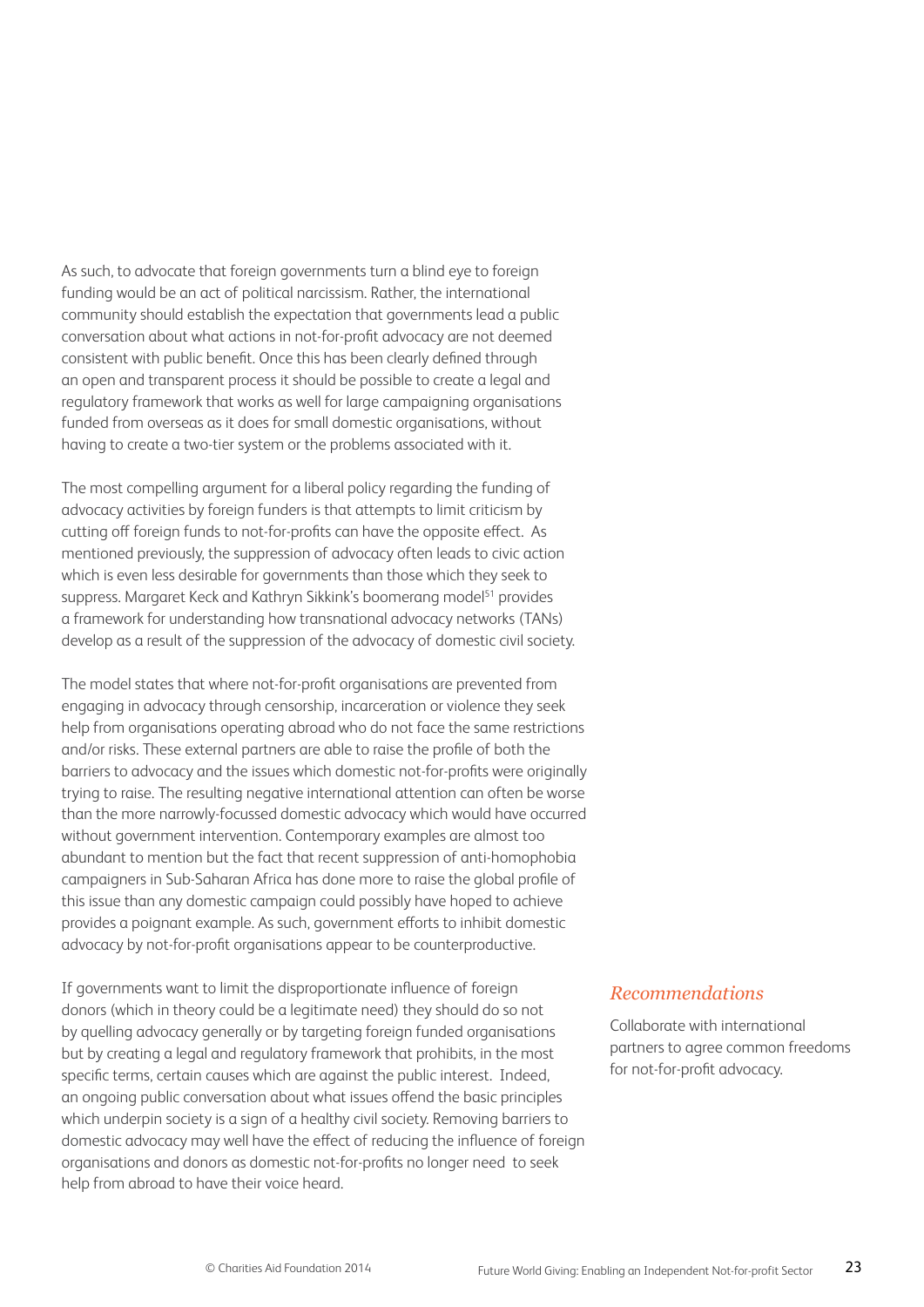As such, to advocate that foreign governments turn a blind eye to foreign funding would be an act of political narcissism. Rather, the international community should establish the expectation that governments lead a public conversation about what actions in not-for-profit advocacy are not deemed consistent with public benefit. Once this has been clearly defined through an open and transparent process it should be possible to create a legal and regulatory framework that works as well for large campaigning organisations funded from overseas as it does for small domestic organisations, without having to create a two-tier system or the problems associated with it.

The most compelling argument for a liberal policy regarding the funding of advocacy activities by foreign funders is that attempts to limit criticism by cutting off foreign funds to not-for-profits can have the opposite effect. As mentioned previously, the suppression of advocacy often leads to civic action which is even less desirable for governments than those which they seek to suppress. Margaret Keck and Kathryn Sikkink's boomerang model[51] provides a framework for understanding how transnational advocacy networks (TANs) develop as a result of the suppression of the advocacy of domestic civil society.

The model states that where not-for-profit organisations are prevented from engaging in advocacy through censorship, incarceration or violence they seek help from organisations operating abroad who do not face the same restrictions and/or risks. These external partners are able to raise the profile of both the barriers to advocacy and the issues which domestic not-for-profits were originally trying to raise. The resulting negative international attention can often be worse than the more narrowly-focussed domestic advocacy which would have occurred without government intervention. Contemporary examples are almost too abundant to mention but the fact that recent suppression of anti-homophobia campaigners in Sub-Saharan Africa has done more to raise the global profile of this issue than any domestic campaign could possibly have hoped to achieve provides a poignant example. As such, government efforts to inhibit domestic advocacy by not-for-profit organisations appear to be counterproductive.

If governments want to limit the disproportionate influence of foreign donors (which in theory could be a legitimate need) they should do so not by quelling advocacy generally or by targeting foreign funded organisations but by creating a legal and regulatory framework that prohibits, in the most specific terms, certain causes which are against the public interest. Indeed, an ongoing public conversation about what issues offend the basic principles which underpin society is a sign of a healthy civil society. Removing barriers to domestic advocacy may well have the effect of reducing the influence of foreign organisations and donors as domestic not-for-profits no longer need to seek help from abroad to have their voice heard.

### *Recommendations*

Collaborate with international partners to agree common freedoms for not-for-profit advocacy.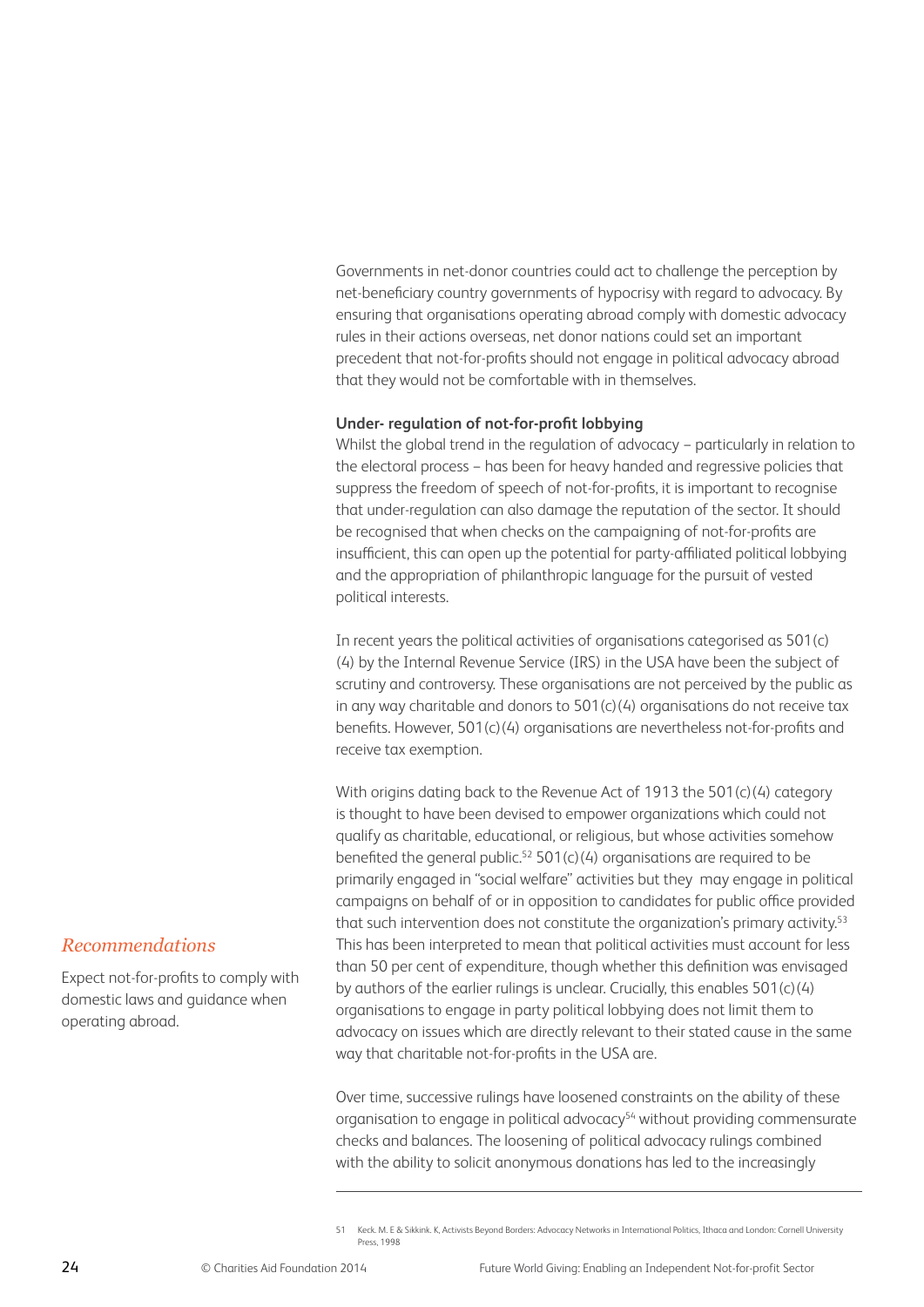Governments in net-donor countries could act to challenge the perception by net-beneficiary country governments of hypocrisy with regard to advocacy. By ensuring that organisations operating abroad comply with domestic advocacy rules in their actions overseas, net donor nations could set an important precedent that not-for-profits should not engage in political advocacy abroad that they would not be comfortable with in themselves.

*Recommendations*

Expect not-for-profits to comply with domestic laws and guidance when operating abroad.

**Under- regulation of not-for-profit lobbying**

Whilst the global trend in the regulation of advocacy – particularly in relation to the electoral process – has been for heavy handed and regressive policies that suppress the freedom of speech of not-for-profits, it is important to recognise that under-regulation can also damage the reputation of the sector. It should be recognised that when checks on the campaigning of not-for-profits are insufficient, this can open up the potential for party-affiliated political lobbying and the appropriation of philanthropic language for the pursuit of vested political interests.

In recent years the political activities of organisations categorised as 501(c)(4) by the Internal Revenue Service (IRS) in the USA have been the subject of scrutiny and controversy. These organisations are not perceived by the public as in any way charitable and donors to 501(c)(4) organisations do not receive tax benefits. However, 501(c)(4) organisations are nevertheless not-for-profits and receive tax exemption.

With origins dating back to the Revenue Act of 1913 the 501(c)(4) category is thought to have been devised to empower organizations which could not qualify as charitable, educational, or religious, but whose activities somehow benefited the general public.[52] 501(c)(4) organisations are required to be primarily engaged in "social welfare" activities but they may engage in political campaigns on behalf of or in opposition to candidates for public office provided that such intervention does not constitute the organization's primary activity.[53] This has been interpreted to mean that political activities must account for less than 50 per cent of expenditure, though whether this definition was envisaged by authors of the earlier rulings is unclear. Crucially, this enables 501(c)(4) organisations to engage in party political lobbying does not limit them to advocacy on issues which are directly relevant to their stated cause in the same way that charitable not-for-profits in the USA are.

Over time, successive rulings have loosened constraints on the ability of these organisation to engage in political advocacy[54] without providing commensurate checks and balances. The loosening of political advocacy rulings combined with the ability to solicit anonymous donations has led to the increasingly

---

51 Keck. M. E & Sikkink. K, Activists Beyond Borders: Advocacy Networks in International Politics, Ithaca and London: Cornell University Press, 1998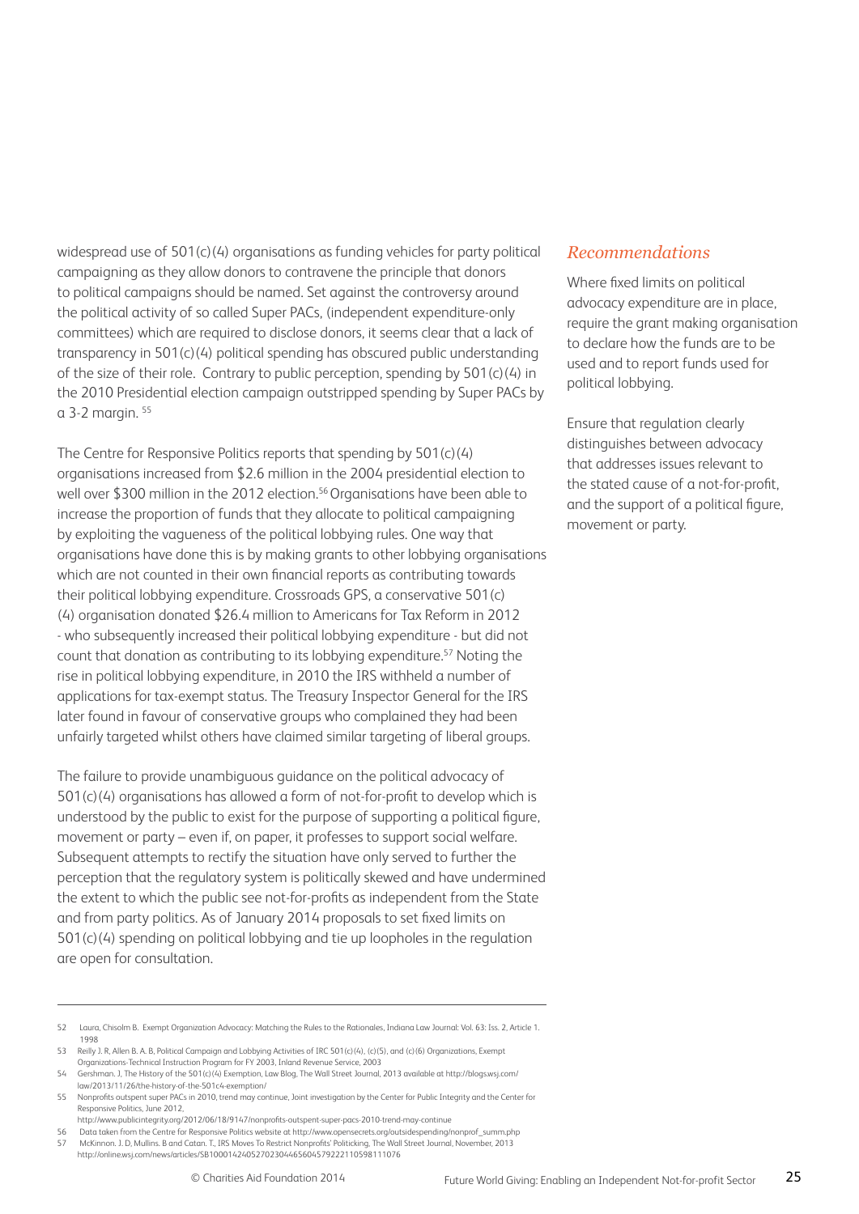widespread use of 501(c)(4) organisations as funding vehicles for party political campaigning as they allow donors to contravene the principle that donors to political campaigns should be named. Set against the controversy around the political activity of so called Super PACs, (independent expenditure-only committees) which are required to disclose donors, it seems clear that a lack of transparency in 501(c)(4) political spending has obscured public understanding of the size of their role. Contrary to public perception, spending by 501(c)(4) in the 2010 Presidential election campaign outstripped spending by Super PACs by a 3-2 margin. [55]

The Centre for Responsive Politics reports that spending by 501(c)(4) organisations increased from $2.6 million in the 2004 presidential election to well over $300 million in the 2012 election.[56] Organisations have been able to increase the proportion of funds that they allocate to political campaigning by exploiting the vagueness of the political lobbying rules. One way that organisations have done this is by making grants to other lobbying organisations which are not counted in their own financial reports as contributing towards their political lobbying expenditure. Crossroads GPS, a conservative 501(c)(4) organisation donated $26.4 million to Americans for Tax Reform in 2012 - who subsequently increased their political lobbying expenditure - but did not count that donation as contributing to its lobbying expenditure.[57] Noting the rise in political lobbying expenditure, in 2010 the IRS withheld a number of applications for tax-exempt status. The Treasury Inspector General for the IRS later found in favour of conservative groups who complained they had been unfairly targeted whilst others have claimed similar targeting of liberal groups.

The failure to provide unambiguous guidance on the political advocacy of 501(c)(4) organisations has allowed a form of not-for-profit to develop which is understood by the public to exist for the purpose of supporting a political figure, movement or party – even if, on paper, it professes to support social welfare. Subsequent attempts to rectify the situation have only served to further the perception that the regulatory system is politically skewed and have undermined the extent to which the public see not-for-profits as independent from the State and from party politics. As of January 2014 proposals to set fixed limits on 501(c)(4) spending on political lobbying and tie up loopholes in the regulation are open for consultation.

### *Recommendations*

Where fixed limits on political advocacy expenditure are in place, require the grant making organisation to declare how the funds are to be used and to report funds used for political lobbying.

Ensure that regulation clearly distinguishes between advocacy that addresses issues relevant to the stated cause of a not-for-profit, and the support of a political figure, movement or party.

---

52 Laura, Chisolm B. Exempt Organization Advocacy: Matching the Rules to the Rationales, Indiana Law Journal: Vol. 63: Iss. 2, Article 1. 1998

53 Reilly J. R, Allen B. A. B, Political Campaign and Lobbying Activities of IRC 501(c)(4), (c)(5), and (c)(6) Organizations, Exempt Organizations-Technical Instruction Program for FY 2003, Inland Revenue Service, 2003

54 Gershman. J, The History of the 501(c)(4) Exemption, Law Blog, The Wall Street Journal, 2013 available at http://blogs.wsj.com/law/2013/11/26/the-history-of-the-501c4-exemption/

55 Nonprofits outspent super PACs in 2010, trend may continue, Joint investigation by the Center for Public Integrity and the Center for Responsive Politics, June 2012, http://www.publicintegrity.org/2012/06/18/9147/nonprofits-outspent-super-pacs-2010-trend-may-continue

56 Data taken from the Centre for Responsive Politics website at http://www.opensecrets.org/outsidespending/nonprof_summ.php

57 McKinnon. J. D, Mullins. B and Catan. T., IRS Moves To Restrict Nonprofits' Politicking, The Wall Street Journal, November, 2013 http://online.wsj.com/news/articles/SB10001424052702304465604579222110598111076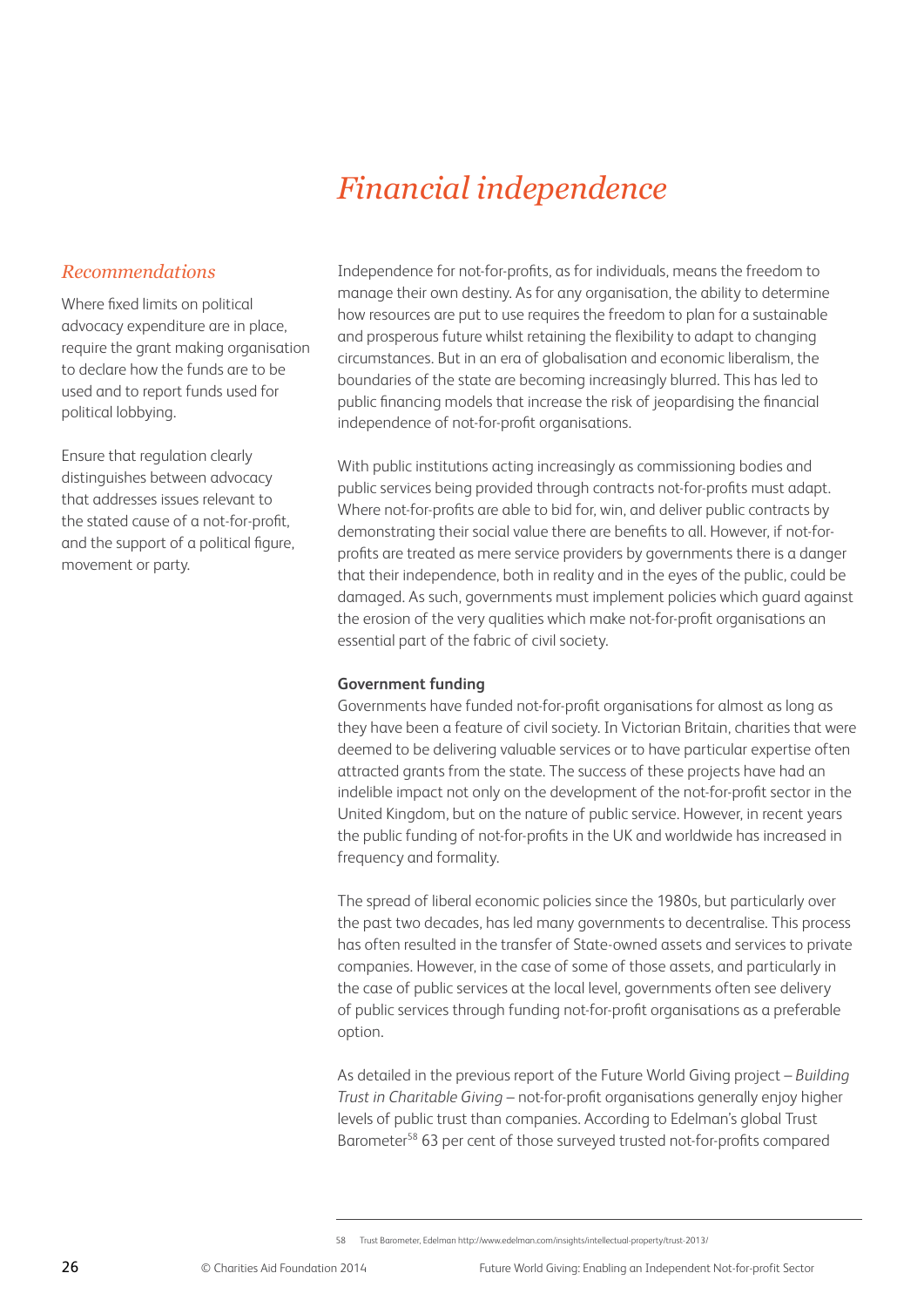# *Financial independence*

## *Recommendations*

Where fixed limits on political advocacy expenditure are in place, require the grant making organisation to declare how the funds are to be used and to report funds used for political lobbying.

Ensure that regulation clearly distinguishes between advocacy that addresses issues relevant to the stated cause of a not-for-profit, and the support of a political figure, movement or party.

Independence for not-for-profits, as for individuals, means the freedom to manage their own destiny. As for any organisation, the ability to determine how resources are put to use requires the freedom to plan for a sustainable and prosperous future whilst retaining the flexibility to adapt to changing circumstances. But in an era of globalisation and economic liberalism, the boundaries of the state are becoming increasingly blurred. This has led to public financing models that increase the risk of jeopardising the financial independence of not-for-profit organisations.

With public institutions acting increasingly as commissioning bodies and public services being provided through contracts not-for-profits must adapt. Where not-for-profits are able to bid for, win, and deliver public contracts by demonstrating their social value there are benefits to all. However, if not-for-profits are treated as mere service providers by governments there is a danger that their independence, both in reality and in the eyes of the public, could be damaged. As such, governments must implement policies which guard against the erosion of the very qualities which make not-for-profit organisations an essential part of the fabric of civil society.

**Government funding**

Governments have funded not-for-profit organisations for almost as long as they have been a feature of civil society. In Victorian Britain, charities that were deemed to be delivering valuable services or to have particular expertise often attracted grants from the state. The success of these projects have had an indelible impact not only on the development of the not-for-profit sector in the United Kingdom, but on the nature of public service. However, in recent years the public funding of not-for-profits in the UK and worldwide has increased in frequency and formality.

The spread of liberal economic policies since the 1980s, but particularly over the past two decades, has led many governments to decentralise. This process has often resulted in the transfer of State-owned assets and services to private companies. However, in the case of some of those assets, and particularly in the case of public services at the local level, governments often see delivery of public services through funding not-for-profit organisations as a preferable option.

As detailed in the previous report of the Future World Giving project – *Building Trust in Charitable Giving* – not-for-profit organisations generally enjoy higher levels of public trust than companies. According to Edelman's global Trust Barometer[58] 63 per cent of those surveyed trusted not-for-profits compared

58 Trust Barometer, Edelman http://www.edelman.com/insights/intellectual-property/trust-2013/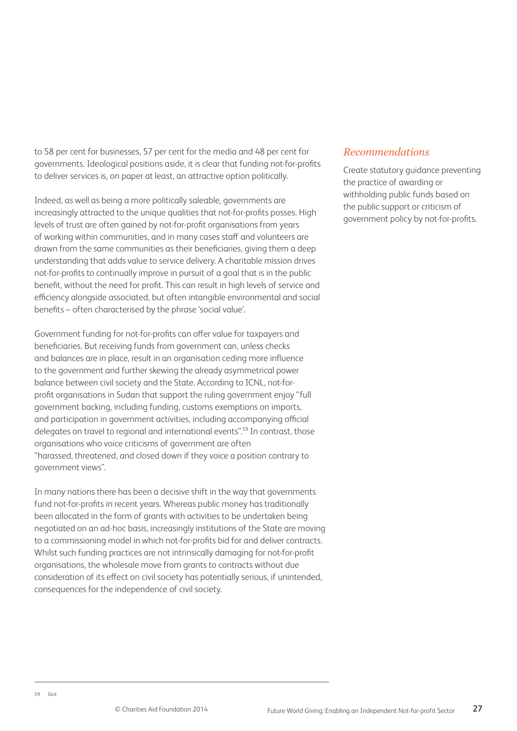to 58 per cent for businesses, 57 per cent for the media and 48 per cent for governments. Ideological positions aside, it is clear that funding not-for-profits to deliver services is, on paper at least, an attractive option politically.

Indeed, as well as being a more politically saleable, governments are increasingly attracted to the unique qualities that not-for-profits posses. High levels of trust are often gained by not-for-profit organisations from years of working within communities, and in many cases staff and volunteers are drawn from the same communities as their beneficiaries, giving them a deep understanding that adds value to service delivery. A charitable mission drives not-for-profits to continually improve in pursuit of a goal that is in the public benefit, without the need for profit. This can result in high levels of service and efficiency alongside associated, but often intangible environmental and social benefits – often characterised by the phrase 'social value'.

Government funding for not-for-profits can offer value for taxpayers and beneficiaries. But receiving funds from government can, unless checks and balances are in place, result in an organisation ceding more influence to the government and further skewing the already asymmetrical power balance between civil society and the State. According to ICNL, not-for-profit organisations in Sudan that support the ruling government enjoy "full government backing, including funding, customs exemptions on imports, and participation in government activities, including accompanying official delegates on travel to regional and international events".[59] In contrast, those organisations who voice criticisms of government are often "harassed, threatened, and closed down if they voice a position contrary to government views".

In many nations there has been a decisive shift in the way that governments fund not-for-profits in recent years. Whereas public money has traditionally been allocated in the form of grants with activities to be undertaken being negotiated on an ad-hoc basis, increasingly institutions of the State are moving to a commissioning model in which not-for-profits bid for and deliver contracts. Whilst such funding practices are not intrinsically damaging for not-for-profit organisations, the wholesale move from grants to contracts without due consideration of its effect on civil society has potentially serious, if unintended, consequences for the independence of civil society.

## *Recommendations*

Create statutory guidance preventing the practice of awarding or withholding public funds based on the public support or criticism of government policy by not-for-profits.

---

59 Ibid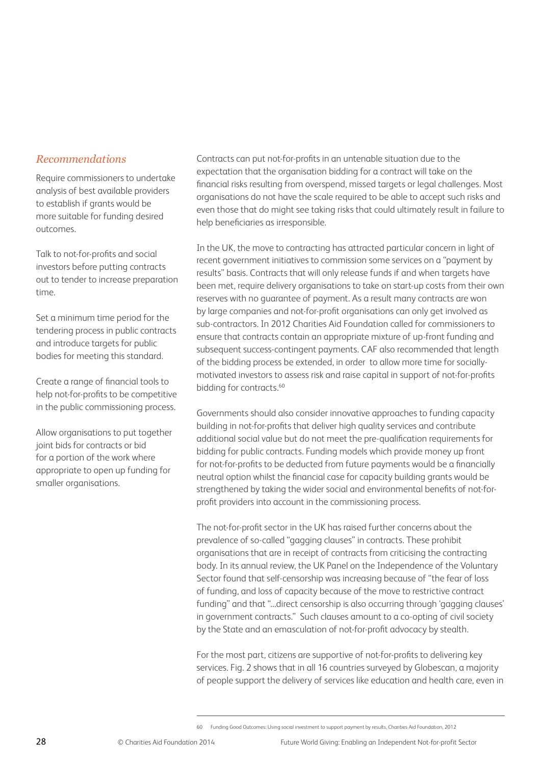*Recommendations*

Require commissioners to undertake analysis of best available providers to establish if grants would be more suitable for funding desired outcomes.

Talk to not-for-profits and social investors before putting contracts out to tender to increase preparation time.

Set a minimum time period for the tendering process in public contracts and introduce targets for public bodies for meeting this standard.

Create a range of financial tools to help not-for-profits to be competitive in the public commissioning process.

Allow organisations to put together joint bids for contracts or bid for a portion of the work where appropriate to open up funding for smaller organisations.

Contracts can put not-for-profits in an untenable situation due to the expectation that the organisation bidding for a contract will take on the financial risks resulting from overspend, missed targets or legal challenges. Most organisations do not have the scale required to be able to accept such risks and even those that do might see taking risks that could ultimately result in failure to help beneficiaries as irresponsible.

In the UK, the move to contracting has attracted particular concern in light of recent government initiatives to commission some services on a "payment by results" basis. Contracts that will only release funds if and when targets have been met, require delivery organisations to take on start-up costs from their own reserves with no guarantee of payment. As a result many contracts are won by large companies and not-for-profit organisations can only get involved as sub-contractors. In 2012 Charities Aid Foundation called for commissioners to ensure that contracts contain an appropriate mixture of up-front funding and subsequent success-contingent payments. CAF also recommended that length of the bidding process be extended, in order to allow more time for socially-motivated investors to assess risk and raise capital in support of not-for-profits bidding for contracts.[60]

Governments should also consider innovative approaches to funding capacity building in not-for-profits that deliver high quality services and contribute additional social value but do not meet the pre-qualification requirements for bidding for public contracts. Funding models which provide money up front for not-for-profits to be deducted from future payments would be a financially neutral option whilst the financial case for capacity building grants would be strengthened by taking the wider social and environmental benefits of not-for-profit providers into account in the commissioning process.

The not-for-profit sector in the UK has raised further concerns about the prevalence of so-called "gagging clauses" in contracts. These prohibit organisations that are in receipt of contracts from criticising the contracting body. In its annual review, the UK Panel on the Independence of the Voluntary Sector found that self-censorship was increasing because of "the fear of loss of funding, and loss of capacity because of the move to restrictive contract funding" and that "...direct censorship is also occurring through 'gagging clauses' in government contracts." Such clauses amount to a co-opting of civil society by the State and an emasculation of not-for-profit advocacy by stealth.

For the most part, citizens are supportive of not-for-profits to delivering key services. Fig. 2 shows that in all 16 countries surveyed by Globescan, a majority of people support the delivery of services like education and health care, even in

60 Funding Good Outcomes: Using social investment to support payment by results, Charities Aid Foundation, 2012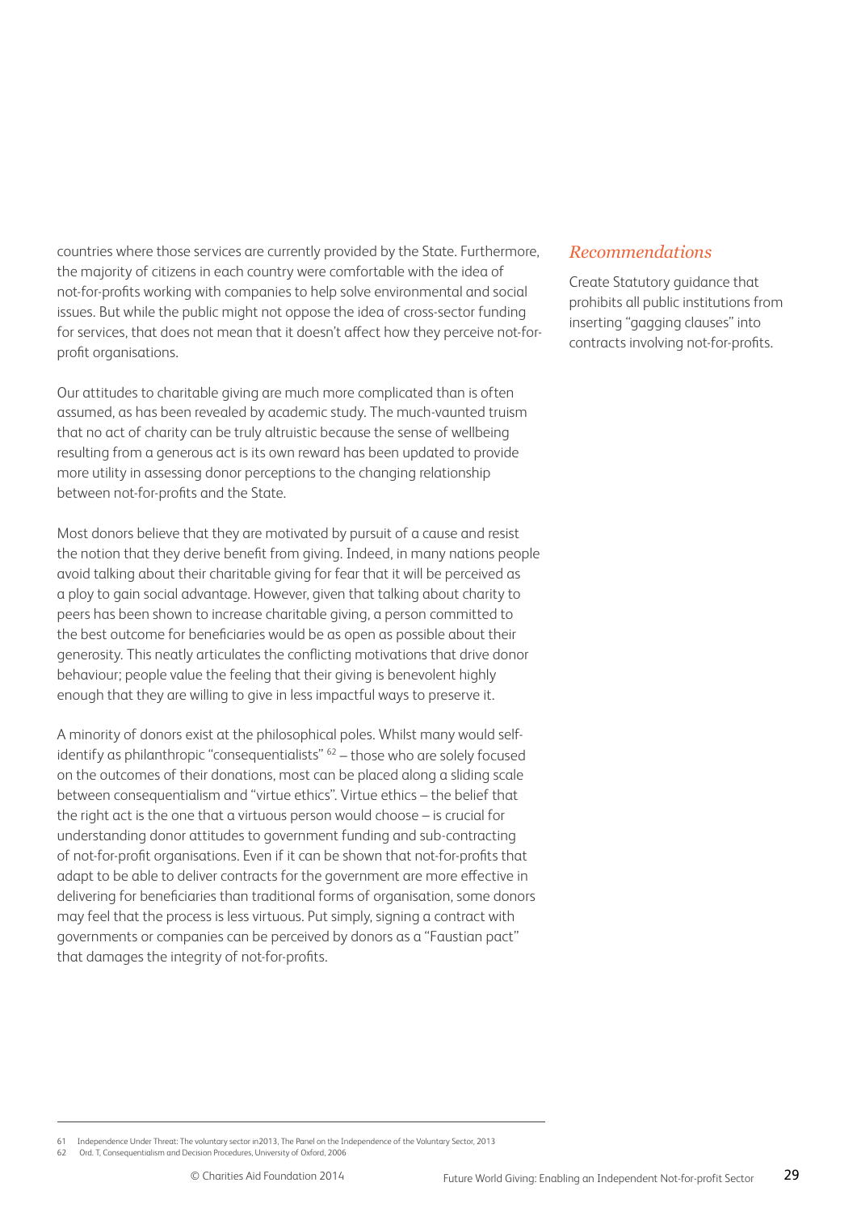countries where those services are currently provided by the State. Furthermore, the majority of citizens in each country were comfortable with the idea of not-for-profits working with companies to help solve environmental and social issues. But while the public might not oppose the idea of cross-sector funding for services, that does not mean that it doesn't affect how they perceive not-for-profit organisations.

Our attitudes to charitable giving are much more complicated than is often assumed, as has been revealed by academic study. The much-vaunted truism that no act of charity can be truly altruistic because the sense of wellbeing resulting from a generous act is its own reward has been updated to provide more utility in assessing donor perceptions to the changing relationship between not-for-profits and the State.

Most donors believe that they are motivated by pursuit of a cause and resist the notion that they derive benefit from giving. Indeed, in many nations people avoid talking about their charitable giving for fear that it will be perceived as a ploy to gain social advantage. However, given that talking about charity to peers has been shown to increase charitable giving, a person committed to the best outcome for beneficiaries would be as open as possible about their generosity. This neatly articulates the conflicting motivations that drive donor behaviour; people value the feeling that their giving is benevolent highly enough that they are willing to give in less impactful ways to preserve it.

A minority of donors exist at the philosophical poles. Whilst many would self-identify as philanthropic "consequentialists" [62] – those who are solely focused on the outcomes of their donations, most can be placed along a sliding scale between consequentialism and "virtue ethics". Virtue ethics – the belief that the right act is the one that a virtuous person would choose – is crucial for understanding donor attitudes to government funding and sub-contracting of not-for-profit organisations. Even if it can be shown that not-for-profits that adapt to be able to deliver contracts for the government are more effective in delivering for beneficiaries than traditional forms of organisation, some donors may feel that the process is less virtuous. Put simply, signing a contract with governments or companies can be perceived by donors as a "Faustian pact" that damages the integrity of not-for-profits.

### *Recommendations*

Create Statutory guidance that prohibits all public institutions from inserting "gagging clauses" into contracts involving not-for-profits.

---

61 Independence Under Threat: The voluntary sector in2013, The Panel on the Independence of the Voluntary Sector, 2013

62 Ord. T, Consequentialism and Decision Procedures, University of Oxford, 2006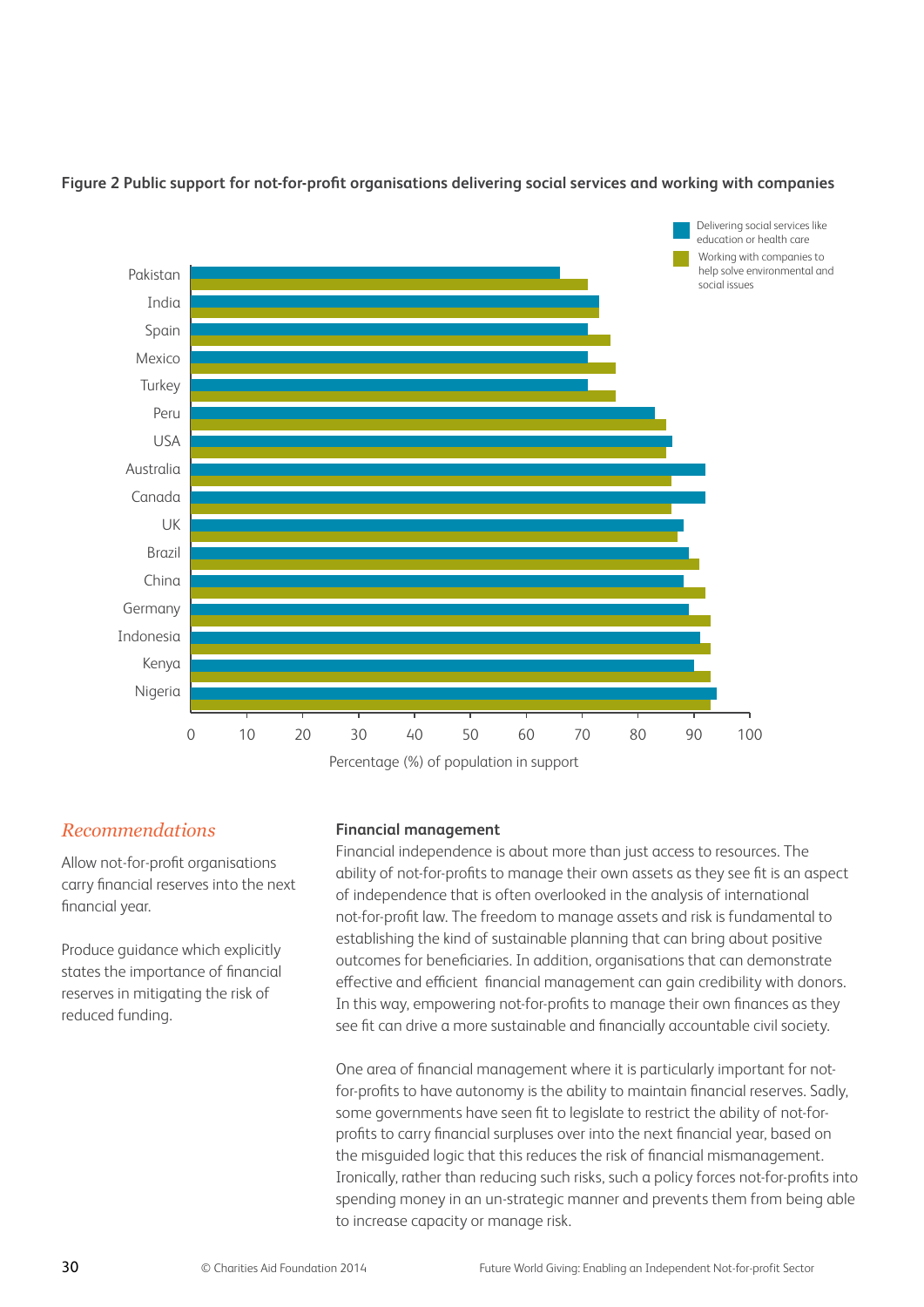**Figure 2 Public support for not-for-profit organisations delivering social services and working with companies**

*Recommendations*

Allow not-for-profit organisations carry financial reserves into the next financial year.

Produce guidance which explicitly states the importance of financial reserves in mitigating the risk of reduced funding.

**Financial management**

Financial independence is about more than just access to resources. The ability of not-for-profits to manage their own assets as they see fit is an aspect of independence that is often overlooked in the analysis of international not-for-profit law. The freedom to manage assets and risk is fundamental to establishing the kind of sustainable planning that can bring about positive outcomes for beneficiaries. In addition, organisations that can demonstrate effective and efficient financial management can gain credibility with donors. In this way, empowering not-for-profits to manage their own finances as they see fit can drive a more sustainable and financially accountable civil society.

One area of financial management where it is particularly important for not-for-profits to have autonomy is the ability to maintain financial reserves. Sadly, some governments have seen fit to legislate to restrict the ability of not-for-profits to carry financial surpluses over into the next financial year, based on the misguided logic that this reduces the risk of financial mismanagement. Ironically, rather than reducing such risks, such a policy forces not-for-profits into spending money in an un-strategic manner and prevents them from being able to increase capacity or manage risk.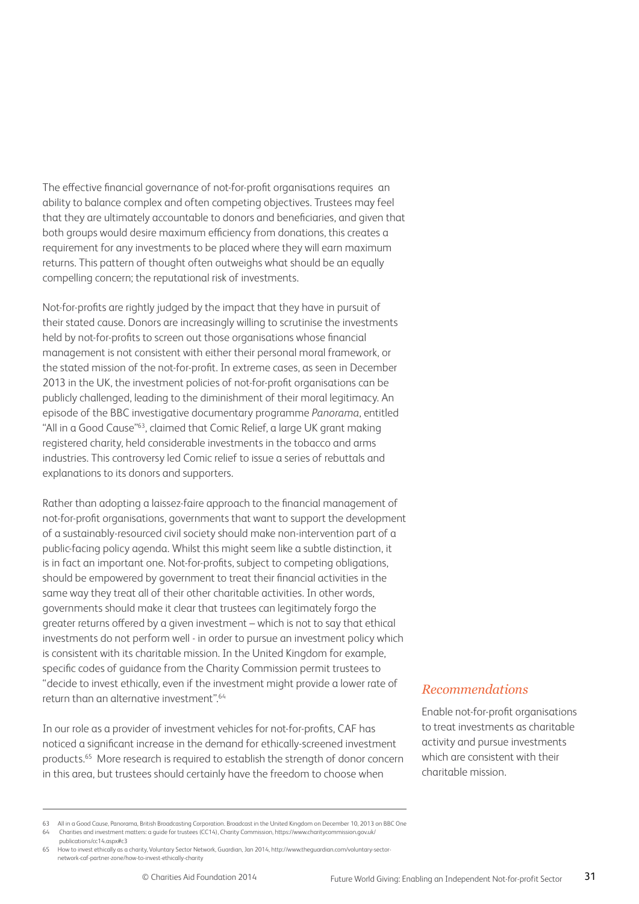The effective financial governance of not-for-profit organisations requires an ability to balance complex and often competing objectives. Trustees may feel that they are ultimately accountable to donors and beneficiaries, and given that both groups would desire maximum efficiency from donations, this creates a requirement for any investments to be placed where they will earn maximum returns. This pattern of thought often outweighs what should be an equally compelling concern; the reputational risk of investments.

Not-for-profits are rightly judged by the impact that they have in pursuit of their stated cause. Donors are increasingly willing to scrutinise the investments held by not-for-profits to screen out those organisations whose financial management is not consistent with either their personal moral framework, or the stated mission of the not-for-profit. In extreme cases, as seen in December 2013 in the UK, the investment policies of not-for-profit organisations can be publicly challenged, leading to the diminishment of their moral legitimacy. An episode of the BBC investigative documentary programme *Panorama*, entitled "All in a Good Cause"[63], claimed that Comic Relief, a large UK grant making registered charity, held considerable investments in the tobacco and arms industries. This controversy led Comic relief to issue a series of rebuttals and explanations to its donors and supporters.

Rather than adopting a laissez-faire approach to the financial management of not-for-profit organisations, governments that want to support the development of a sustainably-resourced civil society should make non-intervention part of a public-facing policy agenda. Whilst this might seem like a subtle distinction, it is in fact an important one. Not-for-profits, subject to competing obligations, should be empowered by government to treat their financial activities in the same way they treat all of their other charitable activities. In other words, governments should make it clear that trustees can legitimately forgo the greater returns offered by a given investment – which is not to say that ethical investments do not perform well - in order to pursue an investment policy which is consistent with its charitable mission. In the United Kingdom for example, specific codes of guidance from the Charity Commission permit trustees to "decide to invest ethically, even if the investment might provide a lower rate of return than an alternative investment".[64]

In our role as a provider of investment vehicles for not-for-profits, CAF has noticed a significant increase in the demand for ethically-screened investment products.[65] More research is required to establish the strength of donor concern in this area, but trustees should certainly have the freedom to choose when

### *Recommendations*

Enable not-for-profit organisations to treat investments as charitable activity and pursue investments which are consistent with their charitable mission.

---

63 All in a Good Cause, Panorama, British Broadcasting Corporation. Broadcast in the United Kingdom on December 10, 2013 on BBC One

64 Charities and investment matters: a guide for trustees (CC14), Charity Commission, https://www.charitycommission.gov.uk/publications/cc14.aspx#c3

65 How to invest ethically as a charity, Voluntary Sector Network, Guardian, Jan 2014, http://www.theguardian.com/voluntary-sector-network-caf-partner-zone/how-to-invest-ethically-charity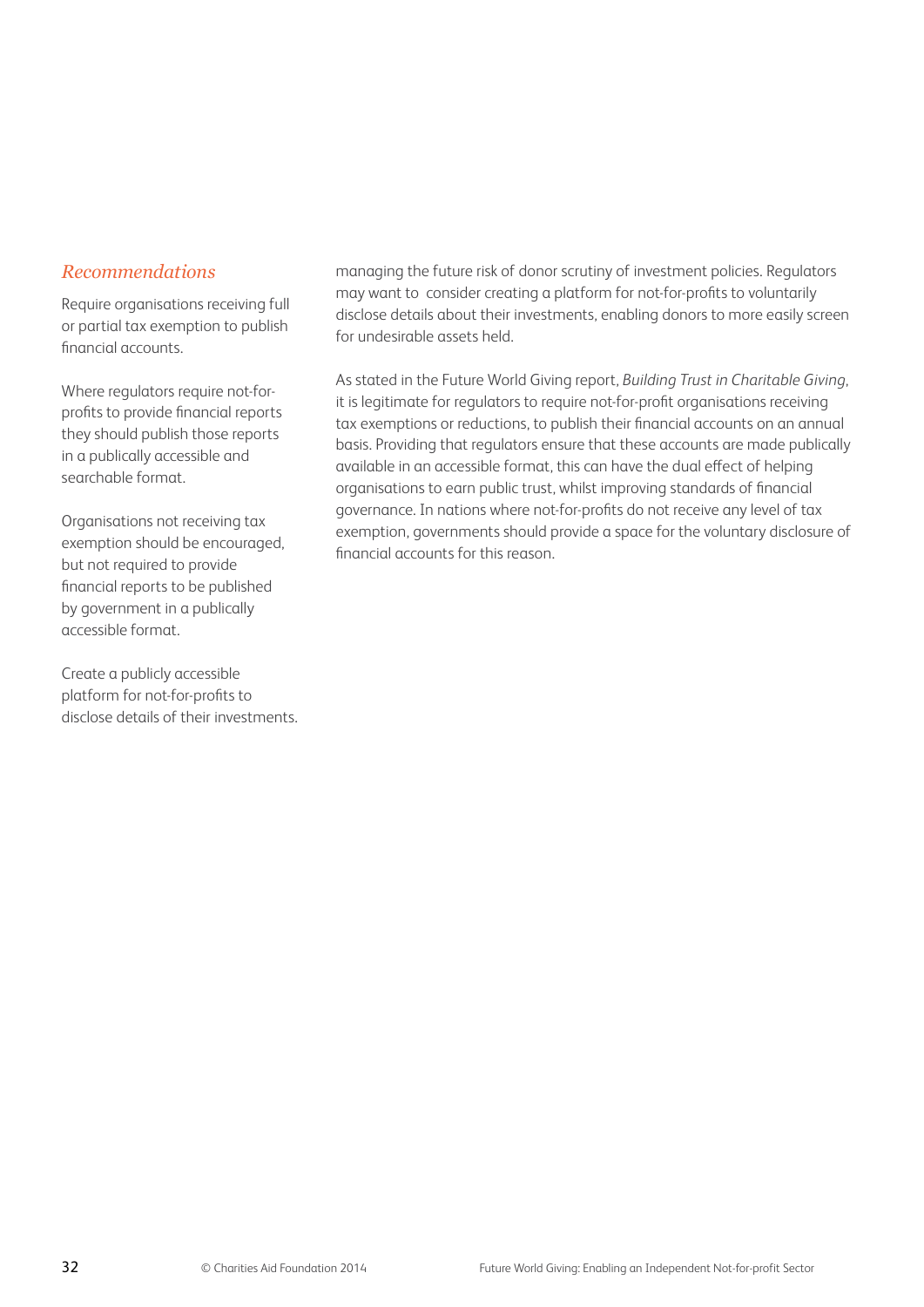### *Recommendations*

Require organisations receiving full or partial tax exemption to publish financial accounts.

Where regulators require not-for-profits to provide financial reports they should publish those reports in a publically accessible and searchable format.

Organisations not receiving tax exemption should be encouraged, but not required to provide financial reports to be published by government in a publically accessible format.

Create a publicly accessible platform for not-for-profits to disclose details of their investments.

managing the future risk of donor scrutiny of investment policies. Regulators may want to consider creating a platform for not-for-profits to voluntarily disclose details about their investments, enabling donors to more easily screen for undesirable assets held.

As stated in the Future World Giving report, *Building Trust in Charitable Giving*, it is legitimate for regulators to require not-for-profit organisations receiving tax exemptions or reductions, to publish their financial accounts on an annual basis. Providing that regulators ensure that these accounts are made publically available in an accessible format, this can have the dual effect of helping organisations to earn public trust, whilst improving standards of financial governance. In nations where not-for-profits do not receive any level of tax exemption, governments should provide a space for the voluntary disclosure of financial accounts for this reason.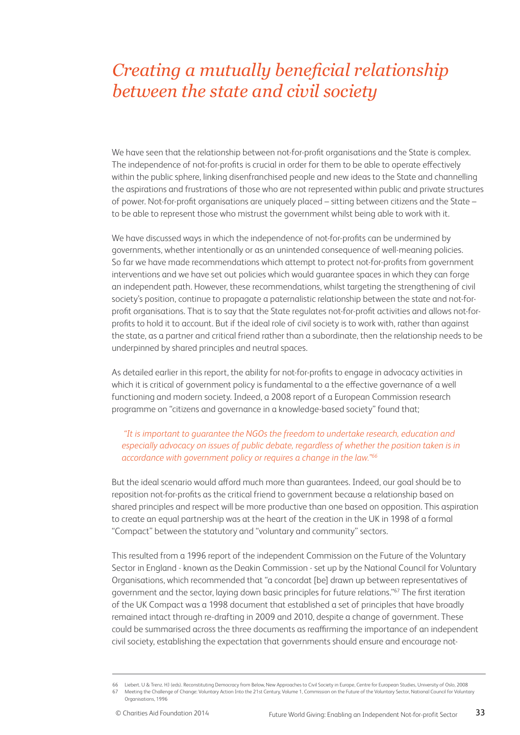# *Creating a mutually beneficial relationship between the state and civil society*

We have seen that the relationship between not-for-profit organisations and the State is complex. The independence of not-for-profits is crucial in order for them to be able to operate effectively within the public sphere, linking disenfranchised people and new ideas to the State and channelling the aspirations and frustrations of those who are not represented within public and private structures of power. Not-for-profit organisations are uniquely placed – sitting between citizens and the State – to be able to represent those who mistrust the government whilst being able to work with it.

We have discussed ways in which the independence of not-for-profits can be undermined by governments, whether intentionally or as an unintended consequence of well-meaning policies. So far we have made recommendations which attempt to protect not-for-profits from government interventions and we have set out policies which would guarantee spaces in which they can forge an independent path. However, these recommendations, whilst targeting the strengthening of civil society's position, continue to propagate a paternalistic relationship between the state and not-for-profit organisations. That is to say that the State regulates not-for-profit activities and allows not-for-profits to hold it to account. But if the ideal role of civil society is to work with, rather than against the state, as a partner and critical friend rather than a subordinate, then the relationship needs to be underpinned by shared principles and neutral spaces.

As detailed earlier in this report, the ability for not-for-profits to engage in advocacy activities in which it is critical of government policy is fundamental to a the effective governance of a well functioning and modern society. Indeed, a 2008 report of a European Commission research programme on "citizens and governance in a knowledge-based society" found that;

> *"It is important to guarantee the NGOs the freedom to undertake research, education and especially advocacy on issues of public debate, regardless of whether the position taken is in accordance with government policy or requires a change in the law."*[66]

But the ideal scenario would afford much more than guarantees. Indeed, our goal should be to reposition not-for-profits as the critical friend to government because a relationship based on shared principles and respect will be more productive than one based on opposition. This aspiration to create an equal partnership was at the heart of the creation in the UK in 1998 of a formal "Compact" between the statutory and "voluntary and community" sectors.

This resulted from a 1996 report of the independent Commission on the Future of the Voluntary Sector in England - known as the Deakin Commission - set up by the National Council for Voluntary Organisations, which recommended that "a concordat [be] drawn up between representatives of government and the sector, laying down basic principles for future relations."[67] The first iteration of the UK Compact was a 1998 document that established a set of principles that have broadly remained intact through re-drafting in 2009 and 2010, despite a change of government. These could be summarised across the three documents as reaffirming the importance of an independent civil society, establishing the expectation that governments should ensure and encourage not-

---

66 Liebert, U & Trenz, HJ (eds). Reconstituting Democracy from Below, New Approaches to Civil Society in Europe, Centre for European Studies, University of Oslo, 2008

67 Meeting the Challenge of Change: Voluntary Action Into the 21st Century, Volume 1, Commission on the Future of the Voluntary Sector, National Council for Voluntary Organisations, 1996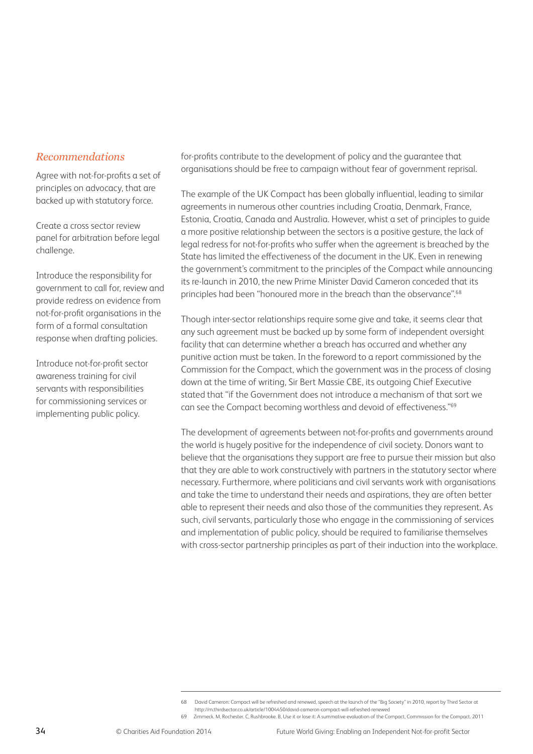### *Recommendations*

Agree with not-for-profits a set of principles on advocacy, that are backed up with statutory force.

Create a cross sector review panel for arbitration before legal challenge.

Introduce the responsibility for government to call for, review and provide redress on evidence from not-for-profit organisations in the form of a formal consultation response when drafting policies.

Introduce not-for-profit sector awareness training for civil servants with responsibilities for commissioning services or implementing public policy.

for-profits contribute to the development of policy and the guarantee that organisations should be free to campaign without fear of government reprisal.

The example of the UK Compact has been globally influential, leading to similar agreements in numerous other countries including Croatia, Denmark, France, Estonia, Croatia, Canada and Australia. However, whist a set of principles to guide a more positive relationship between the sectors is a positive gesture, the lack of legal redress for not-for-profits who suffer when the agreement is breached by the State has limited the effectiveness of the document in the UK. Even in renewing the government's commitment to the principles of the Compact while announcing its re-launch in 2010, the new Prime Minister David Cameron conceded that its principles had been "honoured more in the breach than the observance".[68]

Though inter-sector relationships require some give and take, it seems clear that any such agreement must be backed up by some form of independent oversight facility that can determine whether a breach has occurred and whether any punitive action must be taken. In the foreword to a report commissioned by the Commission for the Compact, which the government was in the process of closing down at the time of writing, Sir Bert Massie CBE, its outgoing Chief Executive stated that "if the Government does not introduce a mechanism of that sort we can see the Compact becoming worthless and devoid of effectiveness."[69]

The development of agreements between not-for-profits and governments around the world is hugely positive for the independence of civil society. Donors want to believe that the organisations they support are free to pursue their mission but also that they are able to work constructively with partners in the statutory sector where necessary. Furthermore, where politicians and civil servants work with organisations and take the time to understand their needs and aspirations, they are often better able to represent their needs and also those of the communities they represent. As such, civil servants, particularly those who engage in the commissioning of services and implementation of public policy, should be required to familiarise themselves with cross-sector partnership principles as part of their induction into the workplace.

---

68 David Cameron: Compact will be refreshed and renewed, speech at the launch of the "Big Society" in 2010, report by Third Sector at http://m.thirdsector.co.uk/article/1004450/david-cameron-compact-will-refreshed-renewed

69 Zimmeck. M, Rochester. C, Rushbrooke. B, Use it or lose it: A summative evaluation of the Compact, Commission for the Compact. 2011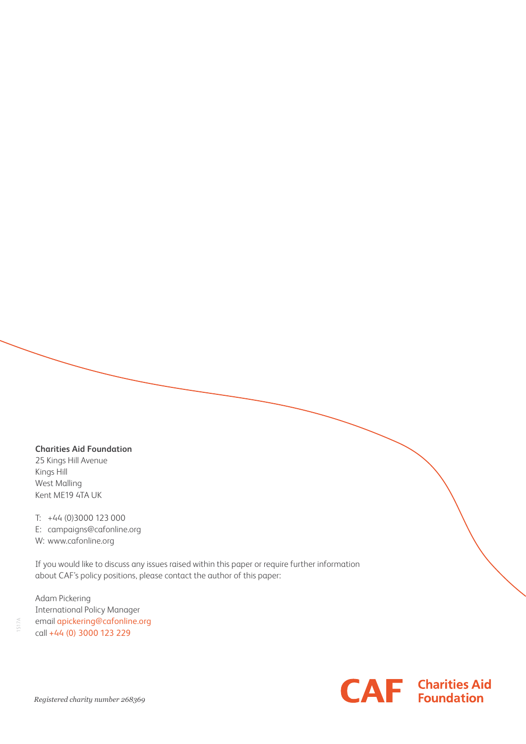**Charities Aid Foundation**
25 Kings Hill Avenue
Kings Hill
West Malling
Kent ME19 4TA UK

T: +44 (0)3000 123 000
E: campaigns@cafonline.org
W: www.cafonline.org

If you would like to discuss any issues raised within this paper or require further information about CAF's policy positions, please contact the author of this paper:

Adam Pickering
International Policy Manager
email apickering@cafonline.org
call +44 (0) 3000 123 229

1517A

*Registered charity number 268369*

CAF Charities Aid Foundation